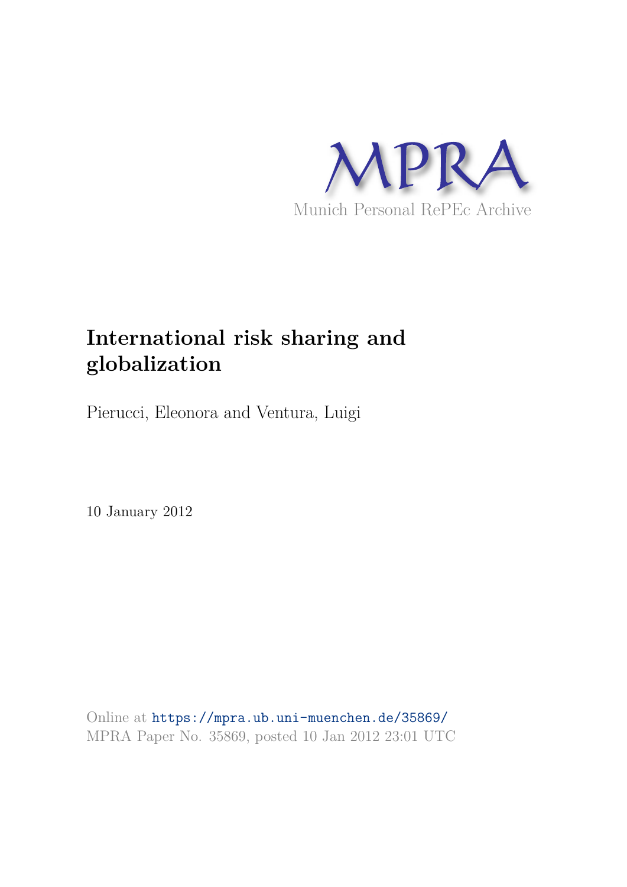MPRA

Munich Personal RePEc Archive

# International risk sharing and globalization

Pierucci, Eleonora and Ventura, Luigi

10 January 2012

Online at https://mpra.ub.uni-muenchen.de/35869/
MPRA Paper No. 35869, posted 10 Jan 2012 23:01 UTC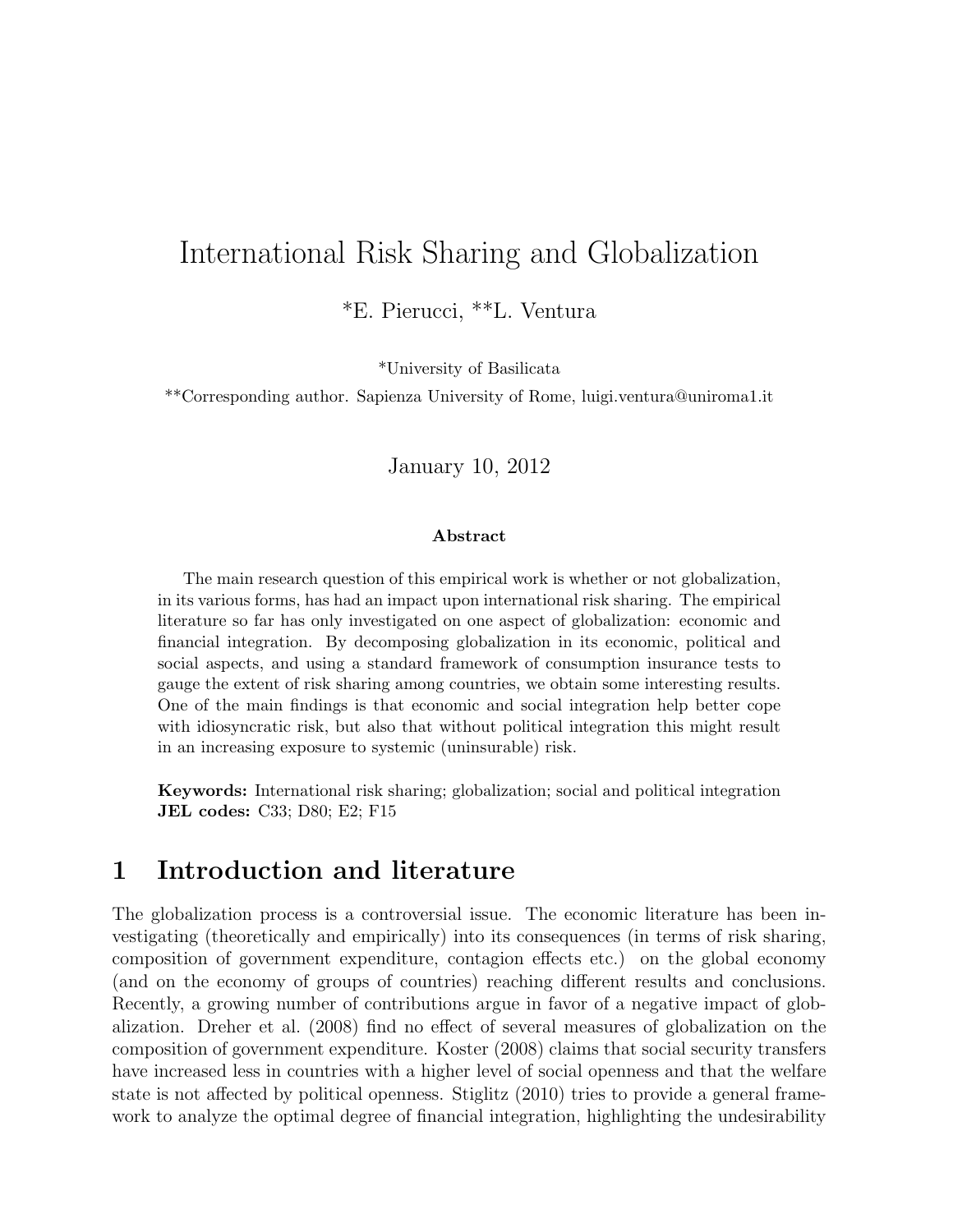# International Risk Sharing and Globalization

\*E. Pierucci, \*\*L. Ventura

\*University of Basilicata

\*\*Corresponding author. Sapienza University of Rome, luigi.ventura@uniroma1.it

January 10, 2012

**Abstract**

The main research question of this empirical work is whether or not globalization, in its various forms, has had an impact upon international risk sharing. The empirical literature so far has only investigated on one aspect of globalization: economic and financial integration. By decomposing globalization in its economic, political and social aspects, and using a standard framework of consumption insurance tests to gauge the extent of risk sharing among countries, we obtain some interesting results. One of the main findings is that economic and social integration help better cope with idiosyncratic risk, but also that without political integration this might result in an increasing exposure to systemic (uninsurable) risk.

**Keywords:** International risk sharing; globalization; social and political integration
**JEL codes:** C33; D80; E2; F15

## 1 Introduction and literature

The globalization process is a controversial issue. The economic literature has been investigating (theoretically and empirically) into its consequences (in terms of risk sharing, composition of government expenditure, contagion effects etc.) on the global economy (and on the economy of groups of countries) reaching different results and conclusions. Recently, a growing number of contributions argue in favor of a negative impact of globalization. Dreher et al. (2008) find no effect of several measures of globalization on the composition of government expenditure. Koster (2008) claims that social security transfers have increased less in countries with a higher level of social openness and that the welfare state is not affected by political openness. Stiglitz (2010) tries to provide a general framework to analyze the optimal degree of financial integration, highlighting the undesirability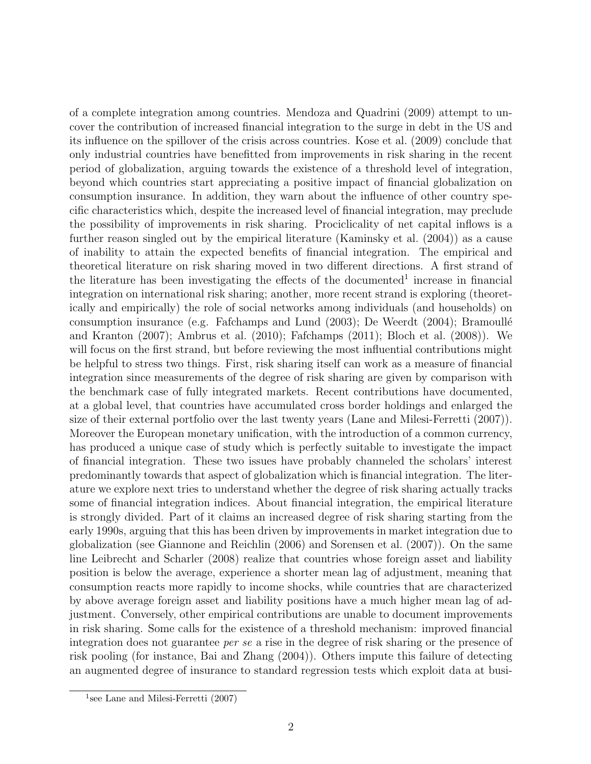of a complete integration among countries. Mendoza and Quadrini (2009) attempt to uncover the contribution of increased financial integration to the surge in debt in the US and its influence on the spillover of the crisis across countries. Kose et al. (2009) conclude that only industrial countries have benefitted from improvements in risk sharing in the recent period of globalization, arguing towards the existence of a threshold level of integration, beyond which countries start appreciating a positive impact of financial globalization on consumption insurance. In addition, they warn about the influence of other country specific characteristics which, despite the increased level of financial integration, may preclude the possibility of improvements in risk sharing. Prociclicality of net capital inflows is a further reason singled out by the empirical literature (Kaminsky et al. (2004)) as a cause of inability to attain the expected benefits of financial integration. The empirical and theoretical literature on risk sharing moved in two different directions. A first strand of the literature has been investigating the effects of the documented[1] increase in financial integration on international risk sharing; another, more recent strand is exploring (theoretically and empirically) the role of social networks among individuals (and households) on consumption insurance (e.g. Fafchamps and Lund (2003); De Weerdt (2004); Bramoullé and Kranton (2007); Ambrus et al. (2010); Fafchamps (2011); Bloch et al. (2008)). We will focus on the first strand, but before reviewing the most influential contributions might be helpful to stress two things. First, risk sharing itself can work as a measure of financial integration since measurements of the degree of risk sharing are given by comparison with the benchmark case of fully integrated markets. Recent contributions have documented, at a global level, that countries have accumulated cross border holdings and enlarged the size of their external portfolio over the last twenty years (Lane and Milesi-Ferretti (2007)). Moreover the European monetary unification, with the introduction of a common currency, has produced a unique case of study which is perfectly suitable to investigate the impact of financial integration. These two issues have probably channeled the scholars' interest predominantly towards that aspect of globalization which is financial integration. The literature we explore next tries to understand whether the degree of risk sharing actually tracks some of financial integration indices. About financial integration, the empirical literature is strongly divided. Part of it claims an increased degree of risk sharing starting from the early 1990s, arguing that this has been driven by improvements in market integration due to globalization (see Giannone and Reichlin (2006) and Sorensen et al. (2007)). On the same line Leibrecht and Scharler (2008) realize that countries whose foreign asset and liability position is below the average, experience a shorter mean lag of adjustment, meaning that consumption reacts more rapidly to income shocks, while countries that are characterized by above average foreign asset and liability positions have a much higher mean lag of adjustment. Conversely, other empirical contributions are unable to document improvements in risk sharing. Some calls for the existence of a threshold mechanism: improved financial integration does not guarantee *per se* a rise in the degree of risk sharing or the presence of risk pooling (for instance, Bai and Zhang (2004)). Others impute this failure of detecting an augmented degree of insurance to standard regression tests which exploit data at busi-

[1] see Lane and Milesi-Ferretti (2007)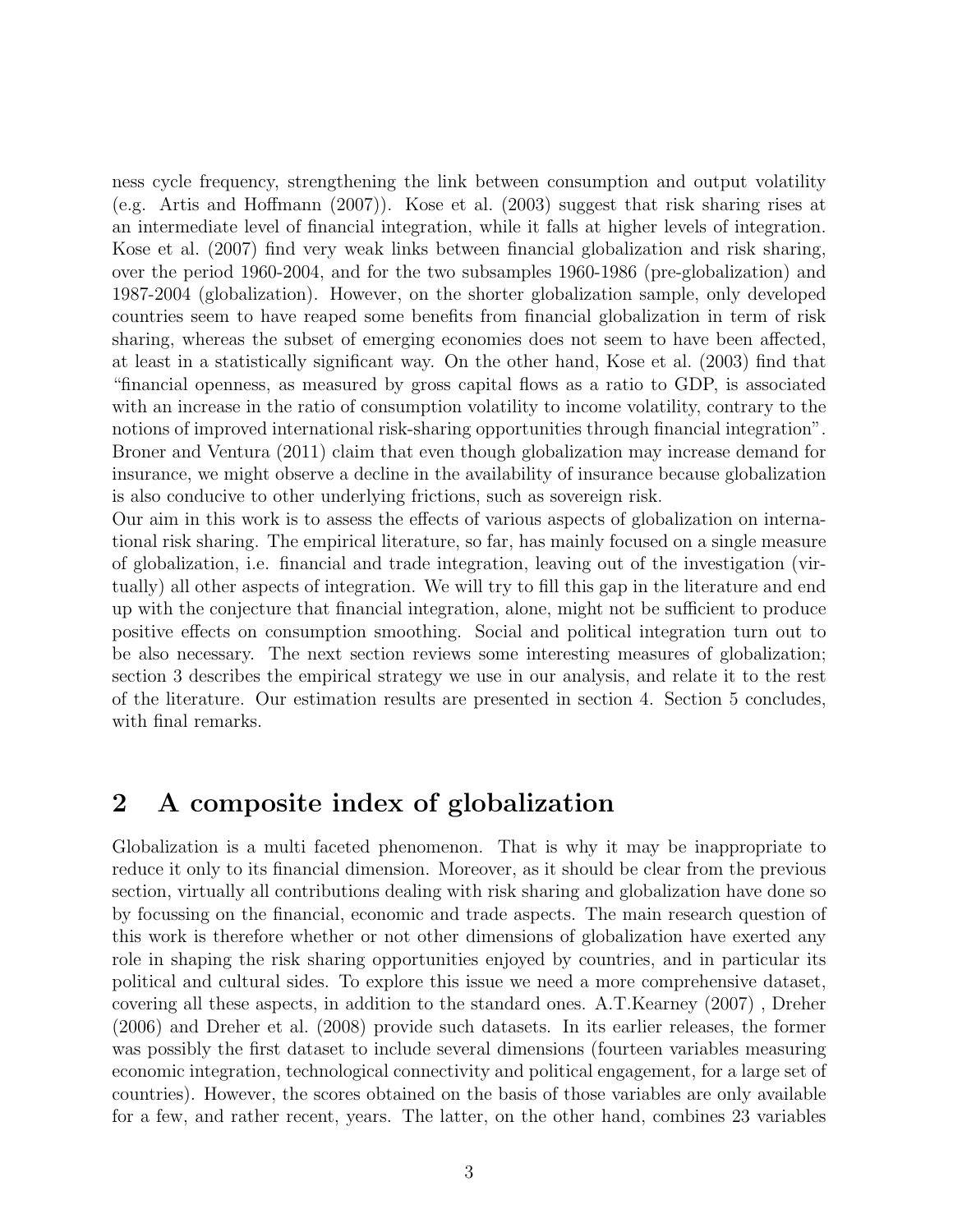ness cycle frequency, strengthening the link between consumption and output volatility (e.g. Artis and Hoffmann (2007)). Kose et al. (2003) suggest that risk sharing rises at an intermediate level of financial integration, while it falls at higher levels of integration. Kose et al. (2007) find very weak links between financial globalization and risk sharing, over the period 1960-2004, and for the two subsamples 1960-1986 (pre-globalization) and 1987-2004 (globalization). However, on the shorter globalization sample, only developed countries seem to have reaped some benefits from financial globalization in term of risk sharing, whereas the subset of emerging economies does not seem to have been affected, at least in a statistically significant way. On the other hand, Kose et al. (2003) find that "financial openness, as measured by gross capital flows as a ratio to GDP, is associated with an increase in the ratio of consumption volatility to income volatility, contrary to the notions of improved international risk-sharing opportunities through financial integration". Broner and Ventura (2011) claim that even though globalization may increase demand for insurance, we might observe a decline in the availability of insurance because globalization is also conducive to other underlying frictions, such as sovereign risk.

Our aim in this work is to assess the effects of various aspects of globalization on international risk sharing. The empirical literature, so far, has mainly focused on a single measure of globalization, i.e. financial and trade integration, leaving out of the investigation (virtually) all other aspects of integration. We will try to fill this gap in the literature and end up with the conjecture that financial integration, alone, might not be sufficient to produce positive effects on consumption smoothing. Social and political integration turn out to be also necessary. The next section reviews some interesting measures of globalization; section 3 describes the empirical strategy we use in our analysis, and relate it to the rest of the literature. Our estimation results are presented in section 4. Section 5 concludes, with final remarks.

## 2 A composite index of globalization

Globalization is a multi faceted phenomenon. That is why it may be inappropriate to reduce it only to its financial dimension. Moreover, as it should be clear from the previous section, virtually all contributions dealing with risk sharing and globalization have done so by focussing on the financial, economic and trade aspects. The main research question of this work is therefore whether or not other dimensions of globalization have exerted any role in shaping the risk sharing opportunities enjoyed by countries, and in particular its political and cultural sides. To explore this issue we need a more comprehensive dataset, covering all these aspects, in addition to the standard ones. A.T.Kearney (2007) , Dreher (2006) and Dreher et al. (2008) provide such datasets. In its earlier releases, the former was possibly the first dataset to include several dimensions (fourteen variables measuring economic integration, technological connectivity and political engagement, for a large set of countries). However, the scores obtained on the basis of those variables are only available for a few, and rather recent, years. The latter, on the other hand, combines 23 variables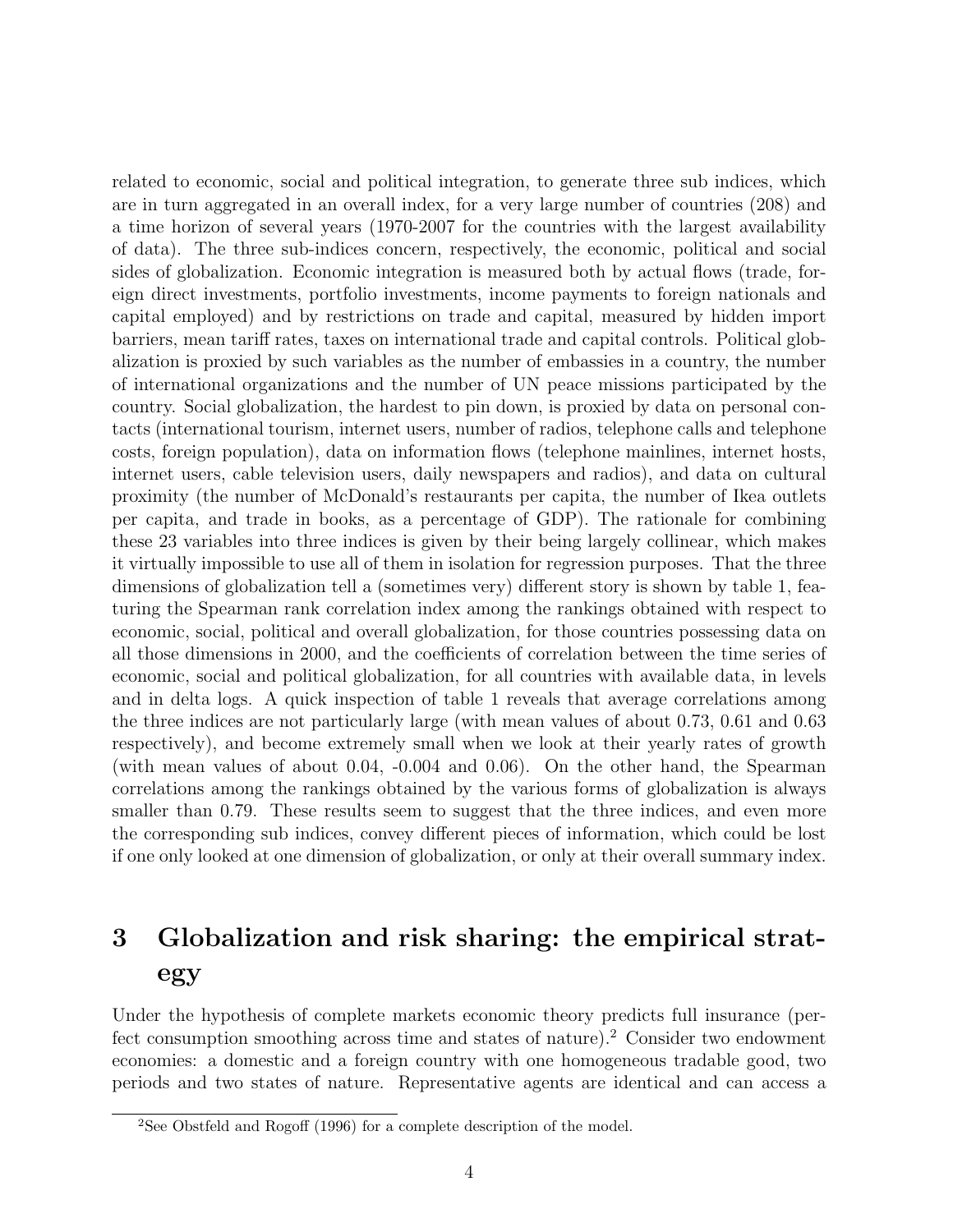related to economic, social and political integration, to generate three sub indices, which are in turn aggregated in an overall index, for a very large number of countries (208) and a time horizon of several years (1970-2007 for the countries with the largest availability of data). The three sub-indices concern, respectively, the economic, political and social sides of globalization. Economic integration is measured both by actual flows (trade, foreign direct investments, portfolio investments, income payments to foreign nationals and capital employed) and by restrictions on trade and capital, measured by hidden import barriers, mean tariff rates, taxes on international trade and capital controls. Political globalization is proxied by such variables as the number of embassies in a country, the number of international organizations and the number of UN peace missions participated by the country. Social globalization, the hardest to pin down, is proxied by data on personal contacts (international tourism, internet users, number of radios, telephone calls and telephone costs, foreign population), data on information flows (telephone mainlines, internet hosts, internet users, cable television users, daily newspapers and radios), and data on cultural proximity (the number of McDonald's restaurants per capita, the number of Ikea outlets per capita, and trade in books, as a percentage of GDP). The rationale for combining these 23 variables into three indices is given by their being largely collinear, which makes it virtually impossible to use all of them in isolation for regression purposes. That the three dimensions of globalization tell a (sometimes very) different story is shown by table 1, featuring the Spearman rank correlation index among the rankings obtained with respect to economic, social, political and overall globalization, for those countries possessing data on all those dimensions in 2000, and the coefficients of correlation between the time series of economic, social and political globalization, for all countries with available data, in levels and in delta logs. A quick inspection of table 1 reveals that average correlations among the three indices are not particularly large (with mean values of about 0.73, 0.61 and 0.63 respectively), and become extremely small when we look at their yearly rates of growth (with mean values of about 0.04, -0.004 and 0.06). On the other hand, the Spearman correlations among the rankings obtained by the various forms of globalization is always smaller than 0.79. These results seem to suggest that the three indices, and even more the corresponding sub indices, convey different pieces of information, which could be lost if one only looked at one dimension of globalization, or only at their overall summary index.

# 3 Globalization and risk sharing: the empirical strategy

Under the hypothesis of complete markets economic theory predicts full insurance (perfect consumption smoothing across time and states of nature).[2] Consider two endowment economies: a domestic and a foreign country with one homogeneous tradable good, two periods and two states of nature. Representative agents are identical and can access a

[2] See Obstfeld and Rogoff (1996) for a complete description of the model.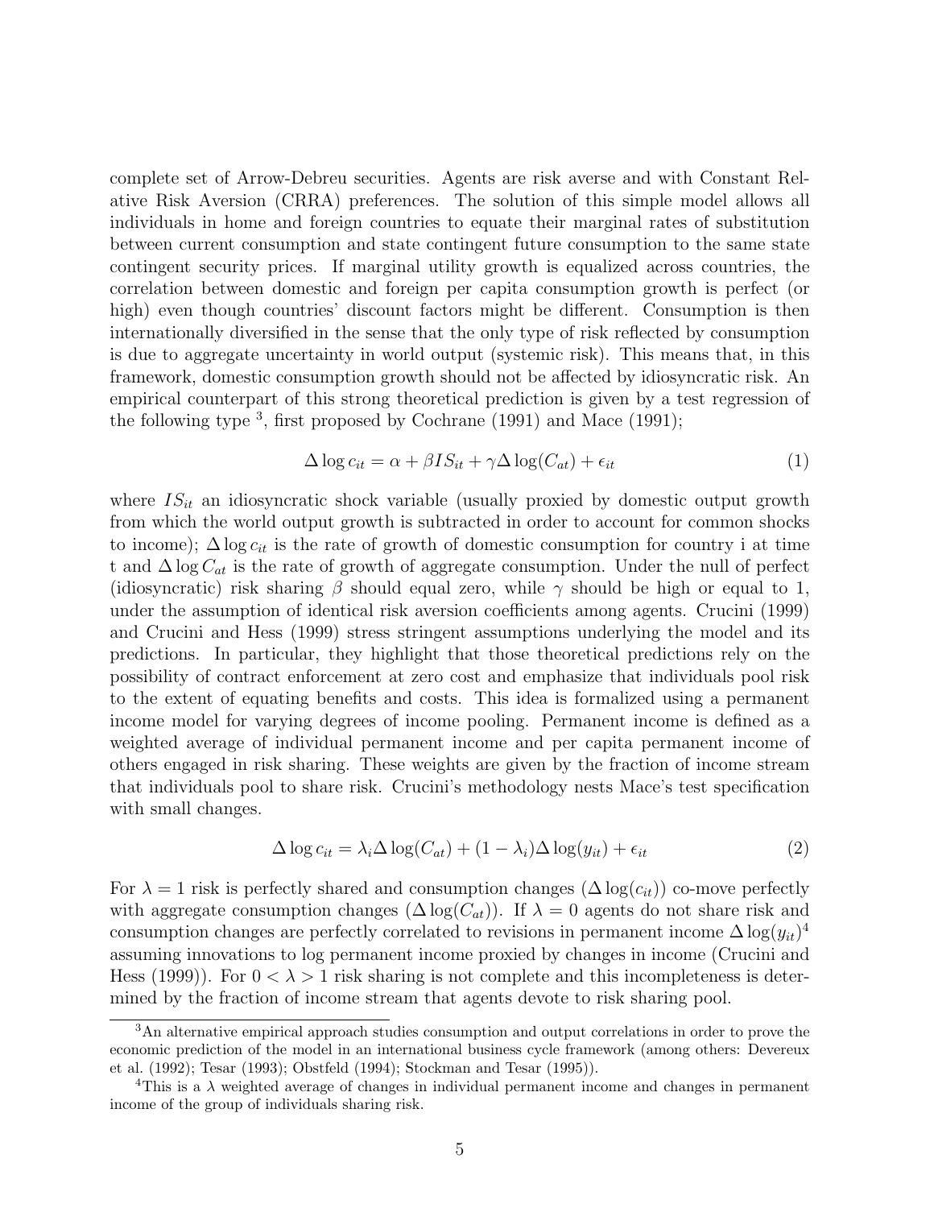complete set of Arrow-Debreu securities. Agents are risk averse and with Constant Relative Risk Aversion (CRRA) preferences. The solution of this simple model allows all individuals in home and foreign countries to equate their marginal rates of substitution between current consumption and state contingent future consumption to the same state contingent security prices. If marginal utility growth is equalized across countries, the correlation between domestic and foreign per capita consumption growth is perfect (or high) even though countries' discount factors might be different. Consumption is then internationally diversified in the sense that the only type of risk reflected by consumption is due to aggregate uncertainty in world output (systemic risk). This means that, in this framework, domestic consumption growth should not be affected by idiosyncratic risk. An empirical counterpart of this strong theoretical prediction is given by a test regression of the following type [3], first proposed by Cochrane (1991) and Mace (1991);

$$\Delta \log c_{it} = \alpha + \beta IS_{it} + \gamma \Delta \log(C_{at}) + \epsilon_{it} \tag{1}$$

where $IS_{it}$ an idiosyncratic shock variable (usually proxied by domestic output growth from which the world output growth is subtracted in order to account for common shocks to income); $\Delta \log c_{it}$ is the rate of growth of domestic consumption for country i at time t and $\Delta \log C_{at}$ is the rate of growth of aggregate consumption. Under the null of perfect (idiosyncratic) risk sharing $\beta$ should equal zero, while $\gamma$ should be high or equal to 1, under the assumption of identical risk aversion coefficients among agents. Crucini (1999) and Crucini and Hess (1999) stress stringent assumptions underlying the model and its predictions. In particular, they highlight that those theoretical predictions rely on the possibility of contract enforcement at zero cost and emphasize that individuals pool risk to the extent of equating benefits and costs. This idea is formalized using a permanent income model for varying degrees of income pooling. Permanent income is defined as a weighted average of individual permanent income and per capita permanent income of others engaged in risk sharing. These weights are given by the fraction of income stream that individuals pool to share risk. Crucini's methodology nests Mace's test specification with small changes.

$$\Delta \log c_{it} = \lambda_i \Delta \log(C_{at}) + (1 - \lambda_i) \Delta \log(y_{it}) + \epsilon_{it} \tag{2}$$

For $\lambda = 1$ risk is perfectly shared and consumption changes ($\Delta \log(c_{it})$) co-move perfectly with aggregate consumption changes ($\Delta \log(C_{at})$). If $\lambda = 0$ agents do not share risk and consumption changes are perfectly correlated to revisions in permanent income $\Delta \log(y_{it})$[4] assuming innovations to log permanent income proxied by changes in income (Crucini and Hess (1999)). For $0 < \lambda > 1$ risk sharing is not complete and this incompleteness is determined by the fraction of income stream that agents devote to risk sharing pool.

[3] An alternative empirical approach studies consumption and output correlations in order to prove the economic prediction of the model in an international business cycle framework (among others: Devereux et al. (1992); Tesar (1993); Obstfeld (1994); Stockman and Tesar (1995)).

[4] This is a $\lambda$ weighted average of changes in individual permanent income and changes in permanent income of the group of individuals sharing risk.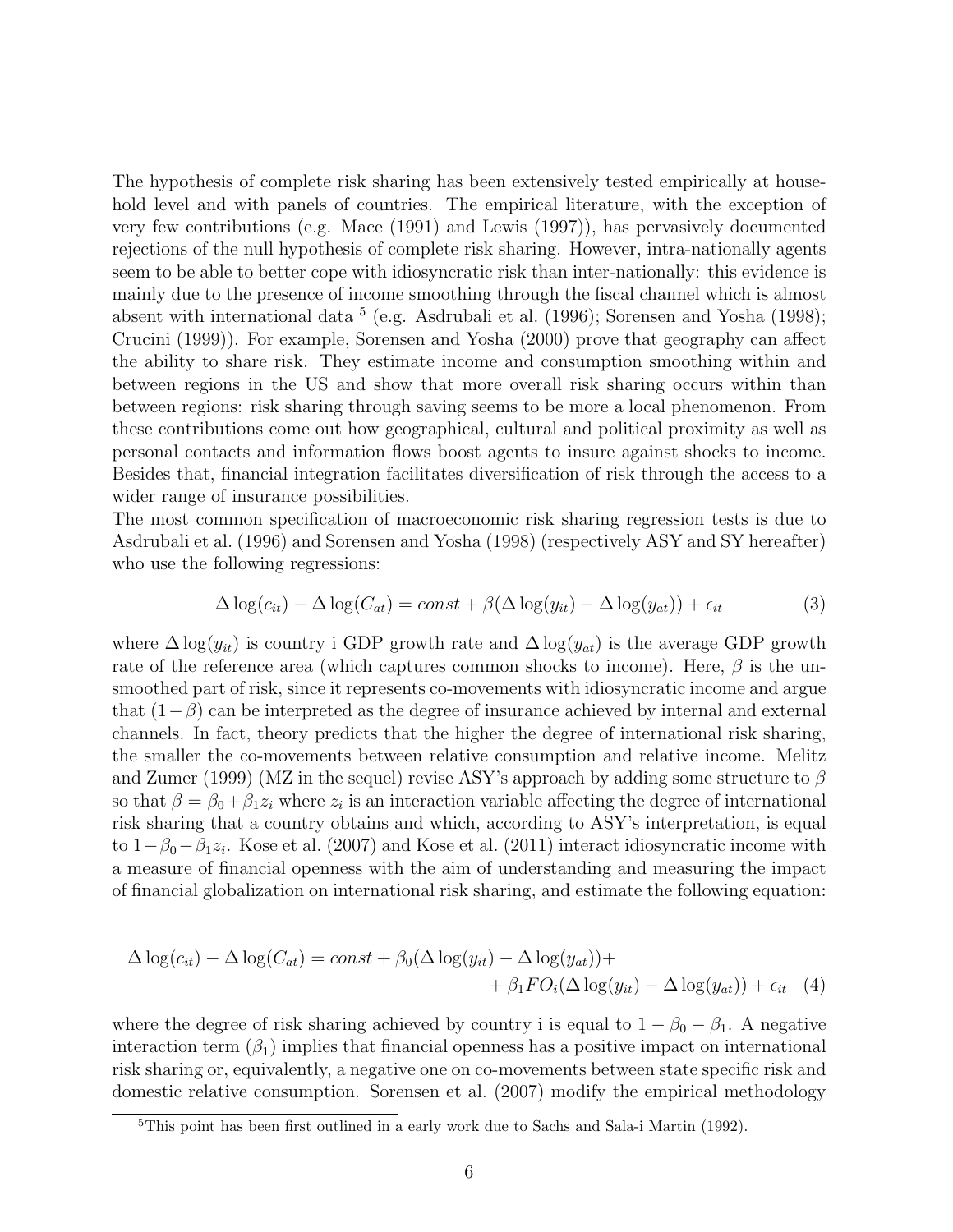The hypothesis of complete risk sharing has been extensively tested empirically at household level and with panels of countries. The empirical literature, with the exception of very few contributions (e.g. Mace (1991) and Lewis (1997)), has pervasively documented rejections of the null hypothesis of complete risk sharing. However, intra-nationally agents seem to be able to better cope with idiosyncratic risk than inter-nationally: this evidence is mainly due to the presence of income smoothing through the fiscal channel which is almost absent with international data [5] (e.g. Asdrubali et al. (1996); Sorensen and Yosha (1998); Crucini (1999)). For example, Sorensen and Yosha (2000) prove that geography can affect the ability to share risk. They estimate income and consumption smoothing within and between regions in the US and show that more overall risk sharing occurs within than between regions: risk sharing through saving seems to be more a local phenomenon. From these contributions come out how geographical, cultural and political proximity as well as personal contacts and information flows boost agents to insure against shocks to income. Besides that, financial integration facilitates diversification of risk through the access to a wider range of insurance possibilities.

The most common specification of macroeconomic risk sharing regression tests is due to Asdrubali et al. (1996) and Sorensen and Yosha (1998) (respectively ASY and SY hereafter) who use the following regressions:

$$\Delta \log(c_{it}) - \Delta \log(C_{at}) = const + \beta(\Delta \log(y_{it}) - \Delta \log(y_{at})) + \epsilon_{it} \tag{3}$$

where $\Delta \log(y_{it})$ is country i GDP growth rate and $\Delta \log(y_{at})$ is the average GDP growth rate of the reference area (which captures common shocks to income). Here, $\beta$ is the unsmoothed part of risk, since it represents co-movements with idiosyncratic income and argue that $(1-\beta)$ can be interpreted as the degree of insurance achieved by internal and external channels. In fact, theory predicts that the higher the degree of international risk sharing, the smaller the co-movements between relative consumption and relative income. Melitz and Zumer (1999) (MZ in the sequel) revise ASY's approach by adding some structure to $\beta$ so that $\beta = \beta_0 + \beta_1 z_i$ where $z_i$ is an interaction variable affecting the degree of international risk sharing that a country obtains and which, according to ASY's interpretation, is equal to $1 - \beta_0 - \beta_1 z_i$. Kose et al. (2007) and Kose et al. (2011) interact idiosyncratic income with a measure of financial openness with the aim of understanding and measuring the impact of financial globalization on international risk sharing, and estimate the following equation:

$$\Delta \log(c_{it}) - \Delta \log(C_{at}) = const + \beta_0(\Delta \log(y_{it}) - \Delta \log(y_{at})) + \\ + \beta_1 FO_i(\Delta \log(y_{it}) - \Delta \log(y_{at})) + \epsilon_{it} \tag{4}$$

where the degree of risk sharing achieved by country i is equal to $1 - \beta_0 - \beta_1$. A negative interaction term ($\beta_1$) implies that financial openness has a positive impact on international risk sharing or, equivalently, a negative one on co-movements between state specific risk and domestic relative consumption. Sorensen et al. (2007) modify the empirical methodology

[5] This point has been first outlined in a early work due to Sachs and Sala-i Martin (1992).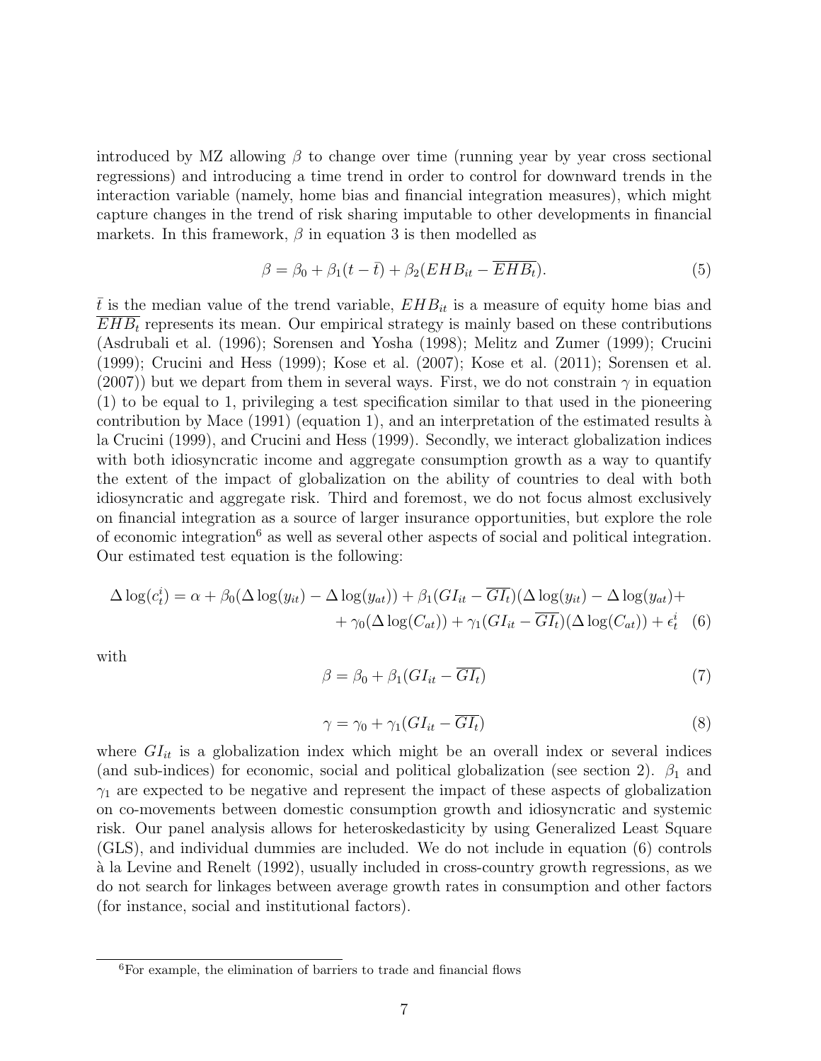introduced by MZ allowing $\beta$ to change over time (running year by year cross sectional regressions) and introducing a time trend in order to control for downward trends in the interaction variable (namely, home bias and financial integration measures), which might capture changes in the trend of risk sharing imputable to other developments in financial markets. In this framework, $\beta$ in equation 3 is then modelled as

$$\beta = \beta_0 + \beta_1(t - \bar{t}) + \beta_2(EHB_{it} - \overline{EHB_t}). \tag{5}$$

$\bar{t}$ is the median value of the trend variable, $EHB_{it}$ is a measure of equity home bias and $\overline{EHB_t}$ represents its mean. Our empirical strategy is mainly based on these contributions (Asdrubali et al. (1996); Sorensen and Yosha (1998); Melitz and Zumer (1999); Crucini (1999); Crucini and Hess (1999); Kose et al. (2007); Kose et al. (2011); Sorensen et al. (2007)) but we depart from them in several ways. First, we do not constrain $\gamma$ in equation (1) to be equal to 1, privileging a test specification similar to that used in the pioneering contribution by Mace (1991) (equation 1), and an interpretation of the estimated results à la Crucini (1999), and Crucini and Hess (1999). Secondly, we interact globalization indices with both idiosyncratic income and aggregate consumption growth as a way to quantify the extent of the impact of globalization on the ability of countries to deal with both idiosyncratic and aggregate risk. Third and foremost, we do not focus almost exclusively on financial integration as a source of larger insurance opportunities, but explore the role of economic integration[6] as well as several other aspects of social and political integration. Our estimated test equation is the following:

$$\Delta \log(c^i_t) = \alpha + \beta_0(\Delta \log(y_{it}) - \Delta \log(y_{at})) + \beta_1(GI_{it} - \overline{GI_t})(\Delta \log(y_{it}) - \Delta \log(y_{at}) + \\ + \gamma_0(\Delta \log(C_{at})) + \gamma_1(GI_{it} - \overline{GI_t})(\Delta \log(C_{at})) + \epsilon^i_t \tag{6}$$

with

$$\beta = \beta_0 + \beta_1(GI_{it} - \overline{GI_t}) \tag{7}$$

$$\gamma = \gamma_0 + \gamma_1(GI_{it} - \overline{GI_t}) \tag{8}$$

where $GI_{it}$ is a globalization index which might be an overall index or several indices (and sub-indices) for economic, social and political globalization (see section 2). $\beta_1$ and $\gamma_1$ are expected to be negative and represent the impact of these aspects of globalization on co-movements between domestic consumption growth and idiosyncratic and systemic risk. Our panel analysis allows for heteroskedasticity by using Generalized Least Square (GLS), and individual dummies are included. We do not include in equation (6) controls à la Levine and Renelt (1992), usually included in cross-country growth regressions, as we do not search for linkages between average growth rates in consumption and other factors (for instance, social and institutional factors).

[6] For example, the elimination of barriers to trade and financial flows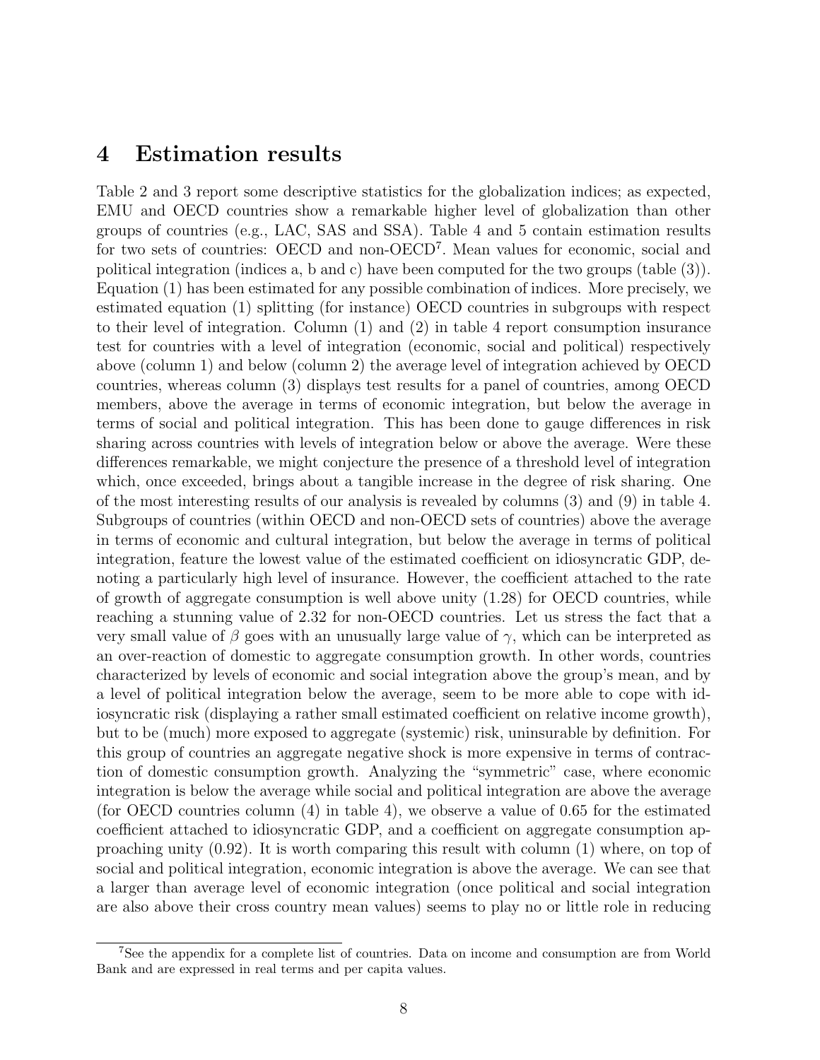# 4 Estimation results

Table 2 and 3 report some descriptive statistics for the globalization indices; as expected, EMU and OECD countries show a remarkable higher level of globalization than other groups of countries (e.g., LAC, SAS and SSA). Table 4 and 5 contain estimation results for two sets of countries: OECD and non-OECD[7]. Mean values for economic, social and political integration (indices a, b and c) have been computed for the two groups (table (3)). Equation (1) has been estimated for any possible combination of indices. More precisely, we estimated equation (1) splitting (for instance) OECD countries in subgroups with respect to their level of integration. Column (1) and (2) in table 4 report consumption insurance test for countries with a level of integration (economic, social and political) respectively above (column 1) and below (column 2) the average level of integration achieved by OECD countries, whereas column (3) displays test results for a panel of countries, among OECD members, above the average in terms of economic integration, but below the average in terms of social and political integration. This has been done to gauge differences in risk sharing across countries with levels of integration below or above the average. Were these differences remarkable, we might conjecture the presence of a threshold level of integration which, once exceeded, brings about a tangible increase in the degree of risk sharing. One of the most interesting results of our analysis is revealed by columns (3) and (9) in table 4. Subgroups of countries (within OECD and non-OECD sets of countries) above the average in terms of economic and cultural integration, but below the average in terms of political integration, feature the lowest value of the estimated coefficient on idiosyncratic GDP, denoting a particularly high level of insurance. However, the coefficient attached to the rate of growth of aggregate consumption is well above unity (1.28) for OECD countries, while reaching a stunning value of 2.32 for non-OECD countries. Let us stress the fact that a very small value of $\beta$ goes with an unusually large value of $\gamma$, which can be interpreted as an over-reaction of domestic to aggregate consumption growth. In other words, countries characterized by levels of economic and social integration above the group's mean, and by a level of political integration below the average, seem to be more able to cope with idiosyncratic risk (displaying a rather small estimated coefficient on relative income growth), but to be (much) more exposed to aggregate (systemic) risk, uninsurable by definition. For this group of countries an aggregate negative shock is more expensive in terms of contraction of domestic consumption growth. Analyzing the "symmetric" case, where economic integration is below the average while social and political integration are above the average (for OECD countries column (4) in table 4), we observe a value of 0.65 for the estimated coefficient attached to idiosyncratic GDP, and a coefficient on aggregate consumption approaching unity (0.92). It is worth comparing this result with column (1) where, on top of social and political integration, economic integration is above the average. We can see that a larger than average level of economic integration (once political and social integration are also above their cross country mean values) seems to play no or little role in reducing

[7] See the appendix for a complete list of countries. Data on income and consumption are from World Bank and are expressed in real terms and per capita values.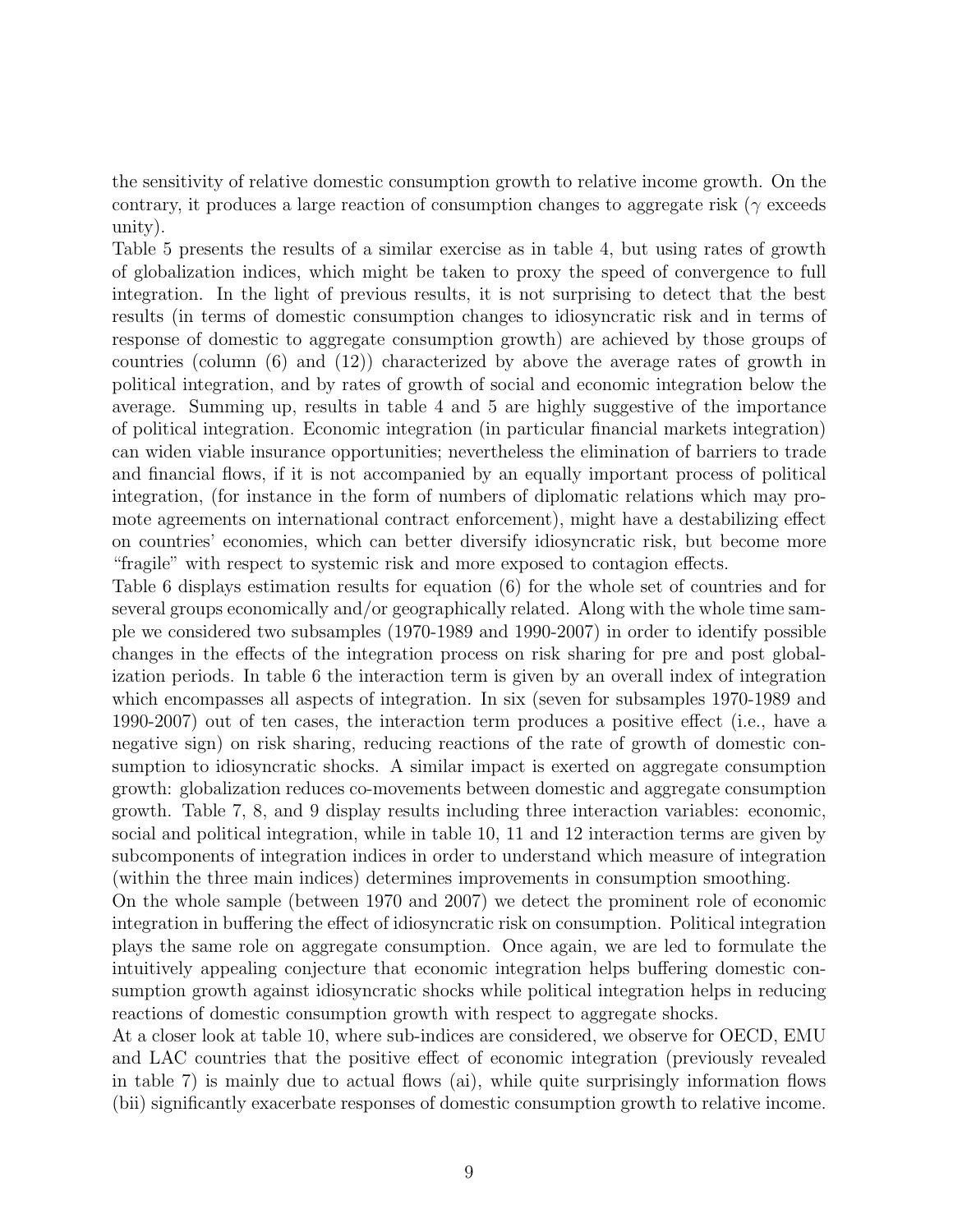the sensitivity of relative domestic consumption growth to relative income growth. On the contrary, it produces a large reaction of consumption changes to aggregate risk ($\gamma$ exceeds unity).

Table 5 presents the results of a similar exercise as in table 4, but using rates of growth of globalization indices, which might be taken to proxy the speed of convergence to full integration. In the light of previous results, it is not surprising to detect that the best results (in terms of domestic consumption changes to idiosyncratic risk and in terms of response of domestic to aggregate consumption growth) are achieved by those groups of countries (column (6) and (12)) characterized by above the average rates of growth in political integration, and by rates of growth of social and economic integration below the average. Summing up, results in table 4 and 5 are highly suggestive of the importance of political integration. Economic integration (in particular financial markets integration) can widen viable insurance opportunities; nevertheless the elimination of barriers to trade and financial flows, if it is not accompanied by an equally important process of political integration, (for instance in the form of numbers of diplomatic relations which may promote agreements on international contract enforcement), might have a destabilizing effect on countries' economies, which can better diversify idiosyncratic risk, but become more "fragile" with respect to systemic risk and more exposed to contagion effects.

Table 6 displays estimation results for equation (6) for the whole set of countries and for several groups economically and/or geographically related. Along with the whole time sample we considered two subsamples (1970-1989 and 1990-2007) in order to identify possible changes in the effects of the integration process on risk sharing for pre and post globalization periods. In table 6 the interaction term is given by an overall index of integration which encompasses all aspects of integration. In six (seven for subsamples 1970-1989 and 1990-2007) out of ten cases, the interaction term produces a positive effect (i.e., have a negative sign) on risk sharing, reducing reactions of the rate of growth of domestic consumption to idiosyncratic shocks. A similar impact is exerted on aggregate consumption growth: globalization reduces co-movements between domestic and aggregate consumption growth. Table 7, 8, and 9 display results including three interaction variables: economic, social and political integration, while in table 10, 11 and 12 interaction terms are given by subcomponents of integration indices in order to understand which measure of integration (within the three main indices) determines improvements in consumption smoothing.

On the whole sample (between 1970 and 2007) we detect the prominent role of economic integration in buffering the effect of idiosyncratic risk on consumption. Political integration plays the same role on aggregate consumption. Once again, we are led to formulate the intuitively appealing conjecture that economic integration helps buffering domestic consumption growth against idiosyncratic shocks while political integration helps in reducing reactions of domestic consumption growth with respect to aggregate shocks.

At a closer look at table 10, where sub-indices are considered, we observe for OECD, EMU and LAC countries that the positive effect of economic integration (previously revealed in table 7) is mainly due to actual flows (ai), while quite surprisingly information flows (bii) significantly exacerbate responses of domestic consumption growth to relative income.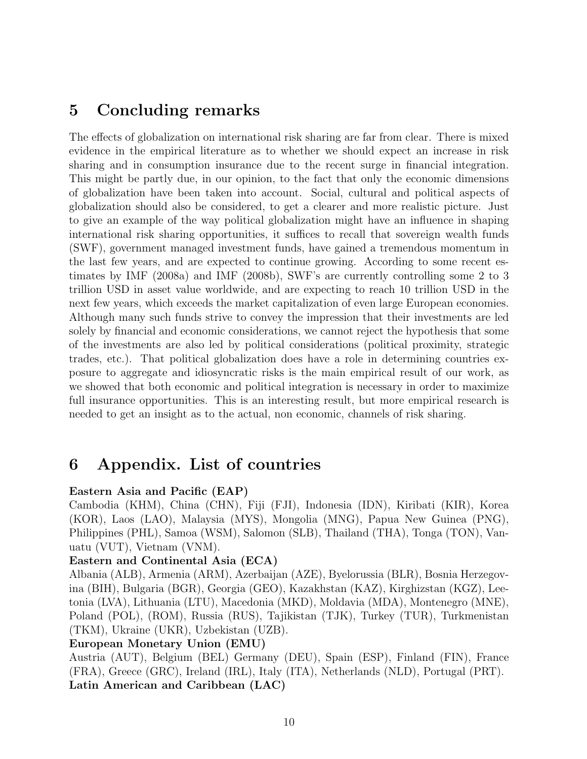# 5 Concluding remarks

The effects of globalization on international risk sharing are far from clear. There is mixed evidence in the empirical literature as to whether we should expect an increase in risk sharing and in consumption insurance due to the recent surge in financial integration. This might be partly due, in our opinion, to the fact that only the economic dimensions of globalization have been taken into account. Social, cultural and political aspects of globalization should also be considered, to get a clearer and more realistic picture. Just to give an example of the way political globalization might have an influence in shaping international risk sharing opportunities, it suffices to recall that sovereign wealth funds (SWF), government managed investment funds, have gained a tremendous momentum in the last few years, and are expected to continue growing. According to some recent estimates by IMF (2008a) and IMF (2008b), SWF's are currently controlling some 2 to 3 trillion USD in asset value worldwide, and are expecting to reach 10 trillion USD in the next few years, which exceeds the market capitalization of even large European economies. Although many such funds strive to convey the impression that their investments are led solely by financial and economic considerations, we cannot reject the hypothesis that some of the investments are also led by political considerations (political proximity, strategic trades, etc.). That political globalization does have a role in determining countries exposure to aggregate and idiosyncratic risks is the main empirical result of our work, as we showed that both economic and political integration is necessary in order to maximize full insurance opportunities. This is an interesting result, but more empirical research is needed to get an insight as to the actual, non economic, channels of risk sharing.

# 6 Appendix. List of countries

**Eastern Asia and Pacific (EAP)**
Cambodia (KHM), China (CHN), Fiji (FJI), Indonesia (IDN), Kiribati (KIR), Korea (KOR), Laos (LAO), Malaysia (MYS), Mongolia (MNG), Papua New Guinea (PNG), Philippines (PHL), Samoa (WSM), Salomon (SLB), Thailand (THA), Tonga (TON), Vanuatu (VUT), Vietnam (VNM).

**Eastern and Continental Asia (ECA)**
Albania (ALB), Armenia (ARM), Azerbaijan (AZE), Byelorussia (BLR), Bosnia Herzegovina (BIH), Bulgaria (BGR), Georgia (GEO), Kazakhstan (KAZ), Kirghizstan (KGZ), Leetonia (LVA), Lithuania (LTU), Macedonia (MKD), Moldavia (MDA), Montenegro (MNE), Poland (POL), (ROM), Russia (RUS), Tajikistan (TJK), Turkey (TUR), Turkmenistan (TKM), Ukraine (UKR), Uzbekistan (UZB).

**European Monetary Union (EMU)**
Austria (AUT), Belgium (BEL) Germany (DEU), Spain (ESP), Finland (FIN), France (FRA), Greece (GRC), Ireland (IRL), Italy (ITA), Netherlands (NLD), Portugal (PRT).

**Latin American and Caribbean (LAC)**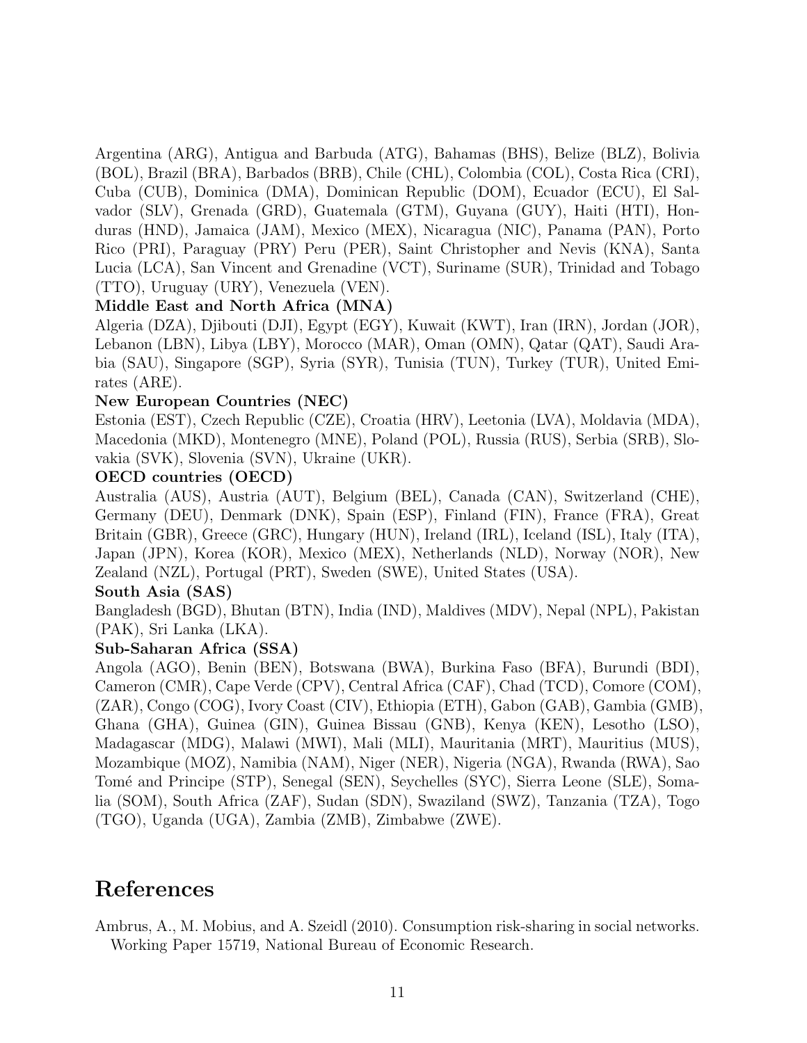Argentina (ARG), Antigua and Barbuda (ATG), Bahamas (BHS), Belize (BLZ), Bolivia (BOL), Brazil (BRA), Barbados (BRB), Chile (CHL), Colombia (COL), Costa Rica (CRI), Cuba (CUB), Dominica (DMA), Dominican Republic (DOM), Ecuador (ECU), El Salvador (SLV), Grenada (GRD), Guatemala (GTM), Guyana (GUY), Haiti (HTI), Honduras (HND), Jamaica (JAM), Mexico (MEX), Nicaragua (NIC), Panama (PAN), Porto Rico (PRI), Paraguay (PRY) Peru (PER), Saint Christopher and Nevis (KNA), Santa Lucia (LCA), San Vincent and Grenadine (VCT), Suriname (SUR), Trinidad and Tobago (TTO), Uruguay (URY), Venezuela (VEN).

**Middle East and North Africa (MNA)**

Algeria (DZA), Djibouti (DJI), Egypt (EGY), Kuwait (KWT), Iran (IRN), Jordan (JOR), Lebanon (LBN), Libya (LBY), Morocco (MAR), Oman (OMN), Qatar (QAT), Saudi Arabia (SAU), Singapore (SGP), Syria (SYR), Tunisia (TUN), Turkey (TUR), United Emirates (ARE).

**New European Countries (NEC)**

Estonia (EST), Czech Republic (CZE), Croatia (HRV), Leetonia (LVA), Moldavia (MDA), Macedonia (MKD), Montenegro (MNE), Poland (POL), Russia (RUS), Serbia (SRB), Slovakia (SVK), Slovenia (SVN), Ukraine (UKR).

**OECD countries (OECD)**

Australia (AUS), Austria (AUT), Belgium (BEL), Canada (CAN), Switzerland (CHE), Germany (DEU), Denmark (DNK), Spain (ESP), Finland (FIN), France (FRA), Great Britain (GBR), Greece (GRC), Hungary (HUN), Ireland (IRL), Iceland (ISL), Italy (ITA), Japan (JPN), Korea (KOR), Mexico (MEX), Netherlands (NLD), Norway (NOR), New Zealand (NZL), Portugal (PRT), Sweden (SWE), United States (USA).

**South Asia (SAS)**

Bangladesh (BGD), Bhutan (BTN), India (IND), Maldives (MDV), Nepal (NPL), Pakistan (PAK), Sri Lanka (LKA).

**Sub-Saharan Africa (SSA)**

Angola (AGO), Benin (BEN), Botswana (BWA), Burkina Faso (BFA), Burundi (BDI), Cameron (CMR), Cape Verde (CPV), Central Africa (CAF), Chad (TCD), Comore (COM), (ZAR), Congo (COG), Ivory Coast (CIV), Ethiopia (ETH), Gabon (GAB), Gambia (GMB), Ghana (GHA), Guinea (GIN), Guinea Bissau (GNB), Kenya (KEN), Lesotho (LSO), Madagascar (MDG), Malawi (MWI), Mali (MLI), Mauritania (MRT), Mauritius (MUS), Mozambique (MOZ), Namibia (NAM), Niger (NER), Nigeria (NGA), Rwanda (RWA), Sao Tomé and Principe (STP), Senegal (SEN), Seychelles (SYC), Sierra Leone (SLE), Somalia (SOM), South Africa (ZAF), Sudan (SDN), Swaziland (SWZ), Tanzania (TZA), Togo (TGO), Uganda (UGA), Zambia (ZMB), Zimbabwe (ZWE).

# References

Ambrus, A., M. Mobius, and A. Szeidl (2010). Consumption risk-sharing in social networks. Working Paper 15719, National Bureau of Economic Research.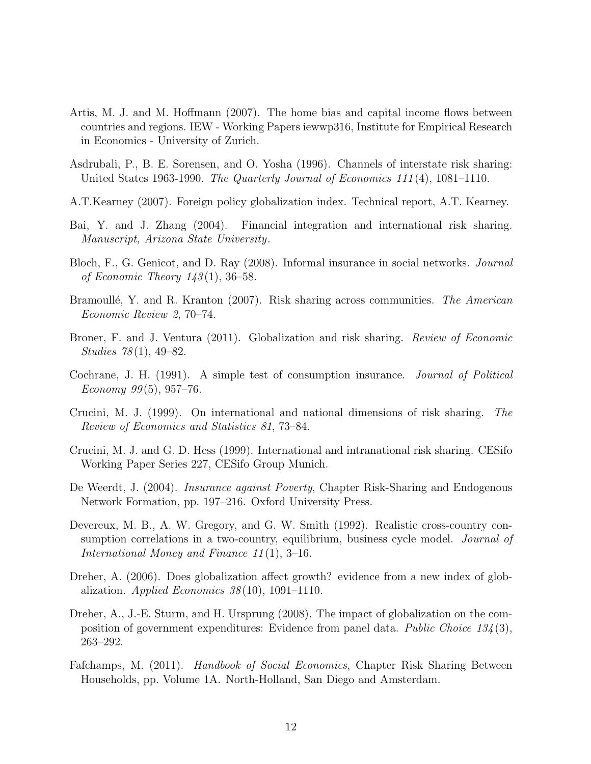Artis, M. J. and M. Hoffmann (2007). The home bias and capital income flows between countries and regions. IEW - Working Papers iewwp316, Institute for Empirical Research in Economics - University of Zurich.

Asdrubali, P., B. E. Sorensen, and O. Yosha (1996). Channels of interstate risk sharing: United States 1963-1990. *The Quarterly Journal of Economics 111*(4), 1081–1110.

A.T.Kearney (2007). Foreign policy globalization index. Technical report, A.T. Kearney.

Bai, Y. and J. Zhang (2004). Financial integration and international risk sharing. *Manuscript, Arizona State University*.

Bloch, F., G. Genicot, and D. Ray (2008). Informal insurance in social networks. *Journal of Economic Theory 143*(1), 36–58.

Bramoullé, Y. and R. Kranton (2007). Risk sharing across communities. *The American Economic Review 2*, 70–74.

Broner, F. and J. Ventura (2011). Globalization and risk sharing. *Review of Economic Studies 78*(1), 49–82.

Cochrane, J. H. (1991). A simple test of consumption insurance. *Journal of Political Economy 99*(5), 957–76.

Crucini, M. J. (1999). On international and national dimensions of risk sharing. *The Review of Economics and Statistics 81*, 73–84.

Crucini, M. J. and G. D. Hess (1999). International and intranational risk sharing. CESifo Working Paper Series 227, CESifo Group Munich.

De Weerdt, J. (2004). *Insurance against Poverty*, Chapter Risk-Sharing and Endogenous Network Formation, pp. 197–216. Oxford University Press.

Devereux, M. B., A. W. Gregory, and G. W. Smith (1992). Realistic cross-country consumption correlations in a two-country, equilibrium, business cycle model. *Journal of International Money and Finance 11*(1), 3–16.

Dreher, A. (2006). Does globalization affect growth? evidence from a new index of globalization. *Applied Economics 38*(10), 1091–1110.

Dreher, A., J.-E. Sturm, and H. Ursprung (2008). The impact of globalization on the composition of government expenditures: Evidence from panel data. *Public Choice 134*(3), 263–292.

Fafchamps, M. (2011). *Handbook of Social Economics*, Chapter Risk Sharing Between Households, pp. Volume 1A. North-Holland, San Diego and Amsterdam.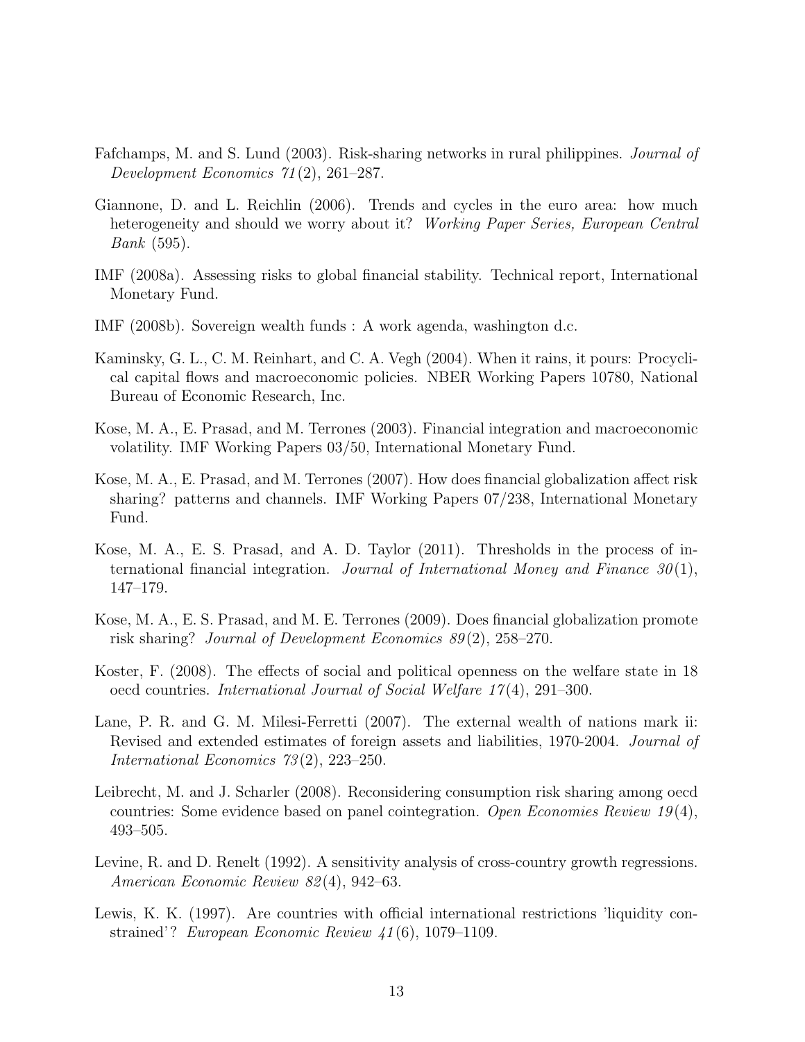Fafchamps, M. and S. Lund (2003). Risk-sharing networks in rural philippines. *Journal of Development Economics 71*(2), 261–287.

Giannone, D. and L. Reichlin (2006). Trends and cycles in the euro area: how much heterogeneity and should we worry about it? *Working Paper Series, European Central Bank* (595).

IMF (2008a). Assessing risks to global financial stability. Technical report, International Monetary Fund.

IMF (2008b). Sovereign wealth funds : A work agenda, washington d.c.

Kaminsky, G. L., C. M. Reinhart, and C. A. Vegh (2004). When it rains, it pours: Procyclical capital flows and macroeconomic policies. NBER Working Papers 10780, National Bureau of Economic Research, Inc.

Kose, M. A., E. Prasad, and M. Terrones (2003). Financial integration and macroeconomic volatility. IMF Working Papers 03/50, International Monetary Fund.

Kose, M. A., E. Prasad, and M. Terrones (2007). How does financial globalization affect risk sharing? patterns and channels. IMF Working Papers 07/238, International Monetary Fund.

Kose, M. A., E. S. Prasad, and A. D. Taylor (2011). Thresholds in the process of international financial integration. *Journal of International Money and Finance 30*(1), 147–179.

Kose, M. A., E. S. Prasad, and M. E. Terrones (2009). Does financial globalization promote risk sharing? *Journal of Development Economics 89*(2), 258–270.

Koster, F. (2008). The effects of social and political openness on the welfare state in 18 oecd countries. *International Journal of Social Welfare 17*(4), 291–300.

Lane, P. R. and G. M. Milesi-Ferretti (2007). The external wealth of nations mark ii: Revised and extended estimates of foreign assets and liabilities, 1970-2004. *Journal of International Economics 73*(2), 223–250.

Leibrecht, M. and J. Scharler (2008). Reconsidering consumption risk sharing among oecd countries: Some evidence based on panel cointegration. *Open Economies Review 19*(4), 493–505.

Levine, R. and D. Renelt (1992). A sensitivity analysis of cross-country growth regressions. *American Economic Review 82*(4), 942–63.

Lewis, K. K. (1997). Are countries with official international restrictions 'liquidity constrained'? *European Economic Review 41*(6), 1079–1109.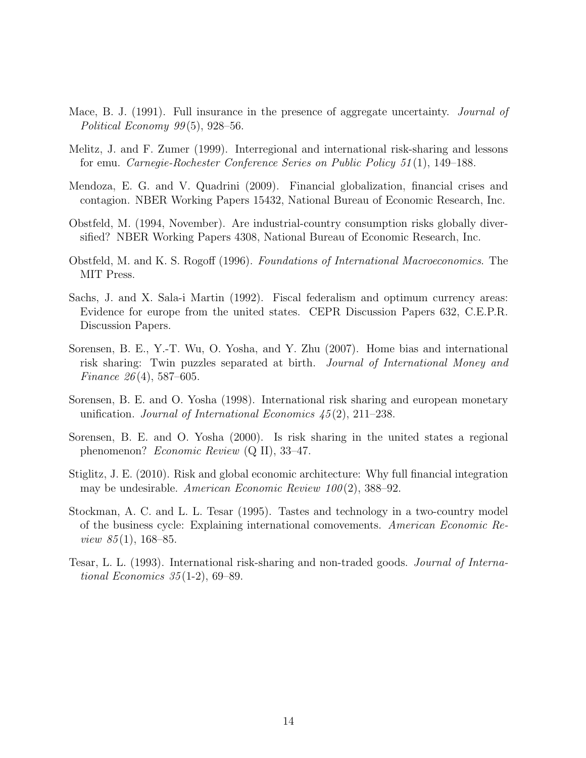Mace, B. J. (1991). Full insurance in the presence of aggregate uncertainty. *Journal of Political Economy 99*(5), 928–56.

Melitz, J. and F. Zumer (1999). Interregional and international risk-sharing and lessons for emu. *Carnegie-Rochester Conference Series on Public Policy 51*(1), 149–188.

Mendoza, E. G. and V. Quadrini (2009). Financial globalization, financial crises and contagion. NBER Working Papers 15432, National Bureau of Economic Research, Inc.

Obstfeld, M. (1994, November). Are industrial-country consumption risks globally diversified? NBER Working Papers 4308, National Bureau of Economic Research, Inc.

Obstfeld, M. and K. S. Rogoff (1996). *Foundations of International Macroeconomics*. The MIT Press.

Sachs, J. and X. Sala-i Martin (1992). Fiscal federalism and optimum currency areas: Evidence for europe from the united states. CEPR Discussion Papers 632, C.E.P.R. Discussion Papers.

Sorensen, B. E., Y.-T. Wu, O. Yosha, and Y. Zhu (2007). Home bias and international risk sharing: Twin puzzles separated at birth. *Journal of International Money and Finance 26*(4), 587–605.

Sorensen, B. E. and O. Yosha (1998). International risk sharing and european monetary unification. *Journal of International Economics 45*(2), 211–238.

Sorensen, B. E. and O. Yosha (2000). Is risk sharing in the united states a regional phenomenon? *Economic Review* (Q II), 33–47.

Stiglitz, J. E. (2010). Risk and global economic architecture: Why full financial integration may be undesirable. *American Economic Review 100*(2), 388–92.

Stockman, A. C. and L. L. Tesar (1995). Tastes and technology in a two-country model of the business cycle: Explaining international comovements. *American Economic Review 85*(1), 168–85.

Tesar, L. L. (1993). International risk-sharing and non-traded goods. *Journal of International Economics 35*(1-2), 69–89.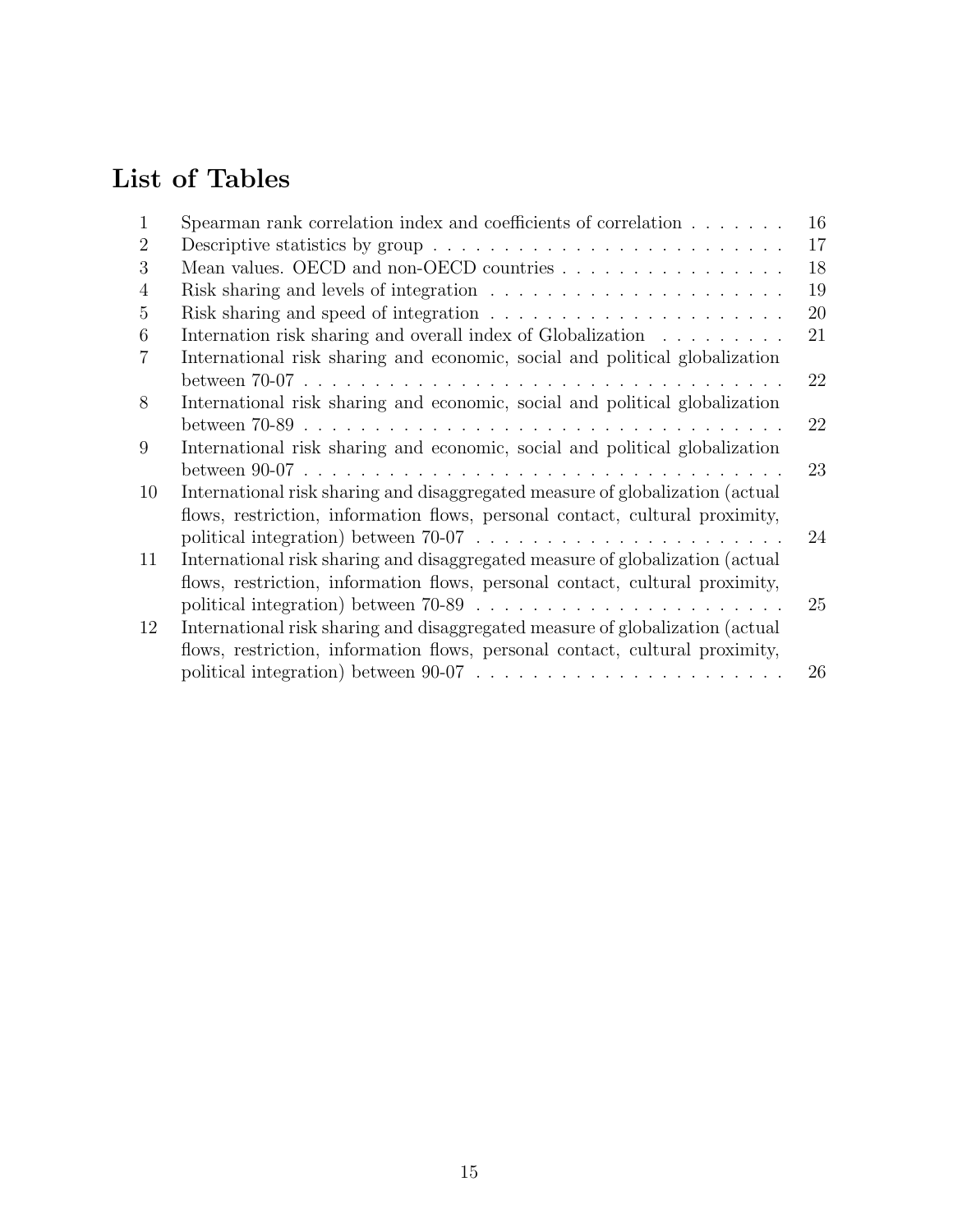# List of Tables

| | | |
|---|---|---|
| 1 | Spearman rank correlation index and coefficients of correlation | 16 |
| 2 | Descriptive statistics by group | 17 |
| 3 | Mean values. OECD and non-OECD countries | 18 |
| 4 | Risk sharing and levels of integration | 19 |
| 5 | Risk sharing and speed of integration | 20 |
| 6 | Internation risk sharing and overall index of Globalization | 21 |
| 7 | International risk sharing and economic, social and political globalization between 70-07 | 22 |
| 8 | International risk sharing and economic, social and political globalization between 70-89 | 22 |
| 9 | International risk sharing and economic, social and political globalization between 90-07 | 23 |
| 10 | International risk sharing and disaggregated measure of globalization (actual flows, restriction, information flows, personal contact, cultural proximity, political integration) between 70-07 | 24 |
| 11 | International risk sharing and disaggregated measure of globalization (actual flows, restriction, information flows, personal contact, cultural proximity, political integration) between 70-89 | 25 |
| 12 | International risk sharing and disaggregated measure of globalization (actual flows, restriction, information flows, personal contact, cultural proximity, political integration) between 90-07 | 26 |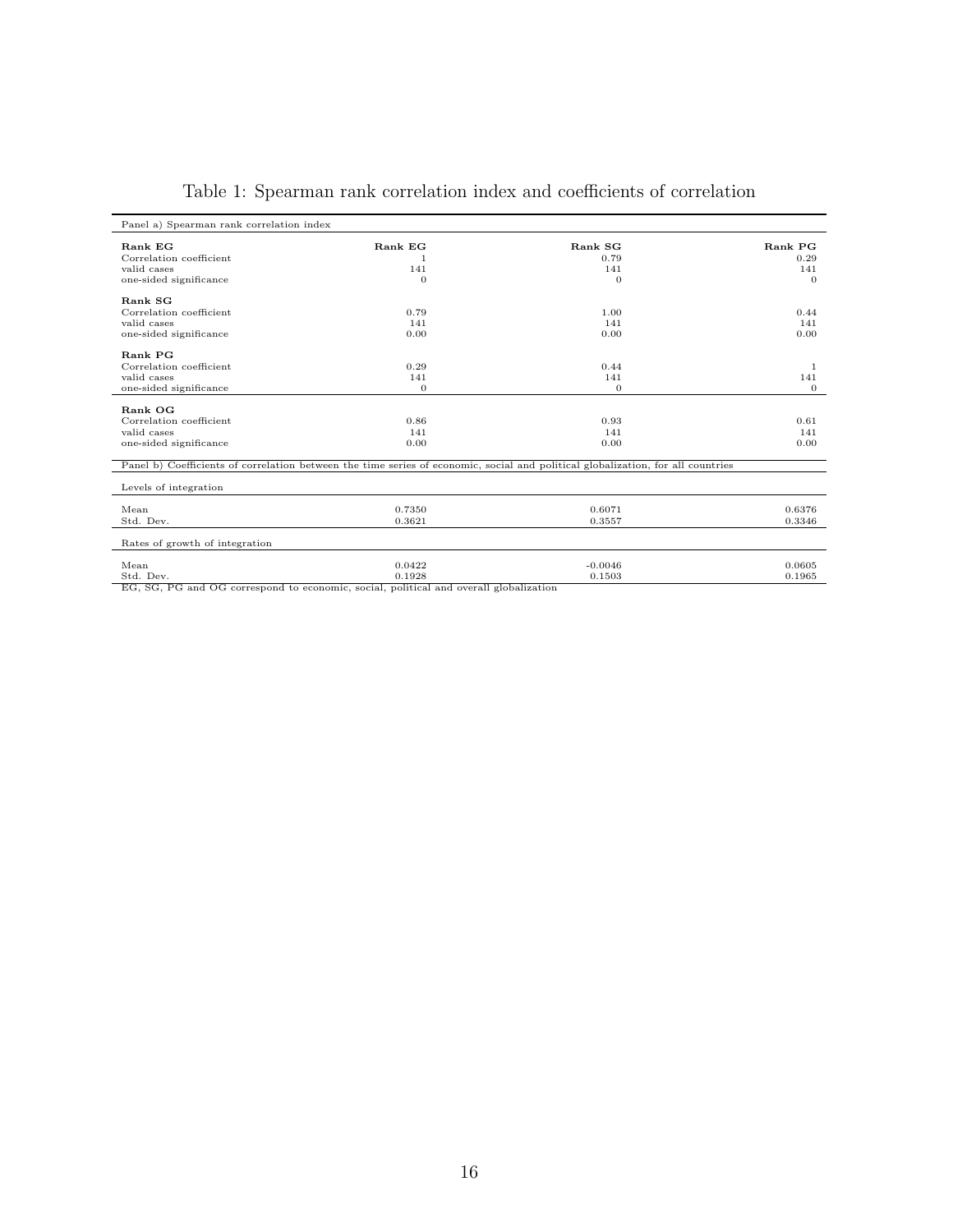# Table 1: Spearman rank correlation index and coefficients of correlation

| Panel a) Spearman rank correlation index | | | |
|---|---|---|---|
| **Rank EG** | **Rank EG** | **Rank SG** | **Rank PG** |
| Correlation coefficient | 1 | 0.79 | 0.29 |
| valid cases | 141 | 141 | 141 |
| one-sided significance | 0 | 0 | 0 |
| **Rank SG** | | | |
| Correlation coefficient | 0.79 | 1.00 | 0.44 |
| valid cases | 141 | 141 | 141 |
| one-sided significance | 0.00 | 0.00 | 0.00 |
| **Rank PG** | | | |
| Correlation coefficient | 0.29 | 0.44 | 1 |
| valid cases | 141 | 141 | 141 |
| one-sided significance | 0 | 0 | 0 |
| **Rank OG** | | | |
| Correlation coefficient | 0.86 | 0.93 | 0.61 |
| valid cases | 141 | 141 | 141 |
| one-sided significance | 0.00 | 0.00 | 0.00 |
| Panel b) Coefficients of correlation between the time series of economic, social and political globalization, for all countries | | | |
| Levels of integration | | | |
| Mean | 0.7350 | 0.6071 | 0.6376 |
| Std. Dev. | 0.3621 | 0.3557 | 0.3346 |
| Rates of growth of integration | | | |
| Mean | 0.0422 | -0.0046 | 0.0605 |
| Std. Dev. | 0.1928 | 0.1503 | 0.1965 |

EG, SG, PG and OG correspond to economic, social, political and overall globalization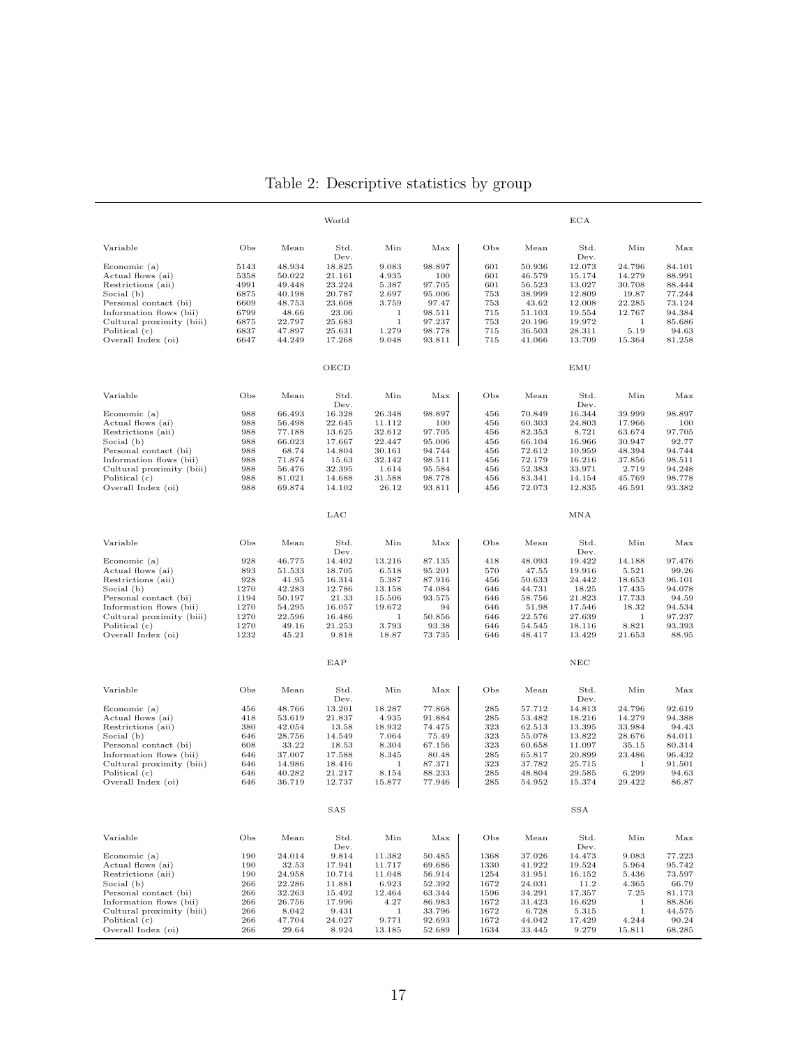# Table 2: Descriptive statistics by group

| | World | | | | | ECA | | | | |
|---|---|---|---|---|---|---|---|---|---|---|
| Variable | Obs | Mean | Std. Dev. | Min | Max | Obs | Mean | Std. Dev. | Min | Max |
| Economic (a) | 5143 | 48.934 | 18.825 | 9.083 | 98.897 | 601 | 50.936 | 12.073 | 24.796 | 84.101 |
| Actual flows (ai) | 5358 | 50.022 | 21.161 | 4.935 | 100 | 601 | 46.579 | 15.174 | 14.279 | 88.991 |
| Restrictions (aii) | 4991 | 49.448 | 23.224 | 5.387 | 97.705 | 601 | 56.523 | 13.027 | 30.708 | 88.444 |
| Social (b) | 6875 | 40.198 | 20.787 | 2.697 | 95.006 | 753 | 38.999 | 12.809 | 19.87 | 77.244 |
| Personal contact (bi) | 6609 | 48.753 | 23.608 | 3.759 | 97.47 | 753 | 43.62 | 12.008 | 22.285 | 73.124 |
| Information flows (bii) | 6799 | 48.66 | 23.06 | 1 | 98.511 | 715 | 51.103 | 19.554 | 12.767 | 94.384 |
| Cultural proximity (biii) | 6875 | 22.797 | 25.683 | 1 | 97.237 | 753 | 20.196 | 19.972 | 1 | 85.686 |
| Political (c) | 6837 | 47.897 | 25.631 | 1.279 | 98.778 | 715 | 36.503 | 28.311 | 5.19 | 94.63 |
| Overall Index (oi) | 6647 | 44.249 | 17.268 | 9.048 | 93.811 | 715 | 41.066 | 13.709 | 15.364 | 81.258 |

| | OECD | | | | | EMU | | | | |
|---|---|---|---|---|---|---|---|---|---|---|
| Variable | Obs | Mean | Std. Dev. | Min | Max | Obs | Mean | Std. Dev. | Min | Max |
| Economic (a) | 988 | 66.493 | 16.328 | 26.348 | 98.897 | 456 | 70.849 | 16.344 | 39.999 | 98.897 |
| Actual flows (ai) | 988 | 56.498 | 22.645 | 11.112 | 100 | 456 | 60.303 | 24.803 | 17.966 | 100 |
| Restrictions (aii) | 988 | 77.188 | 13.625 | 32.612 | 97.705 | 456 | 82.353 | 8.721 | 63.674 | 97.705 |
| Social (b) | 988 | 66.023 | 17.667 | 22.447 | 95.006 | 456 | 66.104 | 16.966 | 30.947 | 92.77 |
| Personal contact (bi) | 988 | 68.74 | 14.804 | 30.161 | 94.744 | 456 | 72.612 | 10.959 | 48.394 | 94.744 |
| Information flows (bii) | 988 | 71.874 | 15.63 | 32.142 | 98.511 | 456 | 72.179 | 16.216 | 37.856 | 98.511 |
| Cultural proximity (biii) | 988 | 56.476 | 32.395 | 1.614 | 95.584 | 456 | 52.383 | 33.971 | 2.719 | 94.248 |
| Political (c) | 988 | 81.021 | 14.688 | 31.588 | 98.778 | 456 | 83.341 | 14.154 | 45.769 | 98.778 |
| Overall Index (oi) | 988 | 69.874 | 14.102 | 26.12 | 93.811 | 456 | 72.073 | 12.835 | 46.591 | 93.382 |

| | LAC | | | | | MNA | | | | |
|---|---|---|---|---|---|---|---|---|---|---|
| Variable | Obs | Mean | Std. Dev. | Min | Max | Obs | Mean | Std. Dev. | Min | Max |
| Economic (a) | 928 | 46.775 | 14.402 | 13.216 | 87.135 | 418 | 48.093 | 19.422 | 14.188 | 97.476 |
| Actual flows (ai) | 893 | 51.533 | 18.705 | 6.518 | 95.201 | 570 | 47.55 | 19.916 | 5.521 | 99.26 |
| Restrictions (aii) | 928 | 41.95 | 16.314 | 5.387 | 87.916 | 456 | 50.633 | 24.442 | 18.653 | 96.101 |
| Social (b) | 1270 | 42.283 | 12.786 | 13.158 | 74.084 | 646 | 44.731 | 18.25 | 17.435 | 94.078 |
| Personal contact (bi) | 1194 | 50.197 | 21.33 | 15.506 | 93.575 | 646 | 58.756 | 21.823 | 17.733 | 94.59 |
| Information flows (bii) | 1270 | 54.295 | 16.057 | 19.672 | 94 | 646 | 51.98 | 17.546 | 18.32 | 94.534 |
| Cultural proximity (biii) | 1270 | 22.596 | 16.486 | 1 | 50.856 | 646 | 22.576 | 27.639 | 1 | 97.237 |
| Political (c) | 1270 | 49.16 | 21.253 | 3.793 | 93.38 | 646 | 54.545 | 18.116 | 8.821 | 93.393 |
| Overall Index (oi) | 1232 | 45.21 | 9.818 | 18.87 | 73.735 | 646 | 48.417 | 13.429 | 21.653 | 88.95 |

| | EAP | | | | | NEC | | | | |
|---|---|---|---|---|---|---|---|---|---|---|
| Variable | Obs | Mean | Std. Dev. | Min | Max | Obs | Mean | Std. Dev. | Min | Max |
| Economic (a) | 456 | 48.766 | 13.201 | 18.287 | 77.868 | 285 | 57.712 | 14.813 | 24.796 | 92.619 |
| Actual flows (ai) | 418 | 53.619 | 21.837 | 4.935 | 91.884 | 285 | 53.482 | 18.216 | 14.279 | 94.388 |
| Restrictions (aii) | 380 | 42.054 | 13.58 | 18.932 | 74.475 | 323 | 62.513 | 13.395 | 33.984 | 94.43 |
| Social (b) | 646 | 28.756 | 14.549 | 7.064 | 75.49 | 323 | 55.078 | 13.822 | 28.676 | 84.011 |
| Personal contact (bi) | 608 | 33.22 | 18.53 | 8.304 | 67.156 | 323 | 60.658 | 11.097 | 35.15 | 80.314 |
| Information flows (bii) | 646 | 37.007 | 17.588 | 8.345 | 80.48 | 285 | 65.817 | 20.899 | 23.486 | 96.432 |
| Cultural proximity (biii) | 646 | 14.986 | 18.416 | 1 | 87.371 | 323 | 37.782 | 25.715 | 1 | 91.501 |
| Political (c) | 646 | 40.282 | 21.217 | 8.154 | 88.233 | 285 | 48.804 | 29.585 | 6.299 | 94.63 |
| Overall Index (oi) | 646 | 36.719 | 12.737 | 15.877 | 77.946 | 285 | 54.952 | 15.374 | 29.422 | 86.87 |

| | SAS | | | | | SSA | | | | |
|---|---|---|---|---|---|---|---|---|---|---|
| Variable | Obs | Mean | Std. Dev. | Min | Max | Obs | Mean | Std. Dev. | Min | Max |
| Economic (a) | 190 | 24.014 | 9.814 | 11.382 | 50.485 | 1368 | 37.026 | 14.473 | 9.083 | 77.223 |
| Actual flows (ai) | 190 | 32.53 | 17.941 | 11.717 | 69.686 | 1330 | 41.922 | 19.524 | 5.964 | 95.742 |
| Restrictions (aii) | 190 | 24.958 | 10.714 | 11.048 | 56.914 | 1254 | 31.951 | 16.152 | 5.436 | 73.597 |
| Social (b) | 266 | 22.286 | 11.881 | 6.923 | 52.392 | 1672 | 24.031 | 11.2 | 4.365 | 66.79 |
| Personal contact (bi) | 266 | 32.263 | 15.492 | 12.464 | 63.344 | 1596 | 34.291 | 17.357 | 7.25 | 81.173 |
| Information flows (bii) | 266 | 26.756 | 17.996 | 4.27 | 86.983 | 1672 | 31.423 | 16.629 | 1 | 88.856 |
| Cultural proximity (biii) | 266 | 8.042 | 9.431 | 1 | 33.796 | 1672 | 6.728 | 5.315 | 1 | 44.575 |
| Political (c) | 266 | 47.704 | 24.027 | 9.771 | 92.693 | 1672 | 44.042 | 17.429 | 4.244 | 90.24 |
| Overall Index (oi) | 266 | 29.64 | 8.924 | 13.185 | 52.689 | 1634 | 33.445 | 9.279 | 15.811 | 68.285 |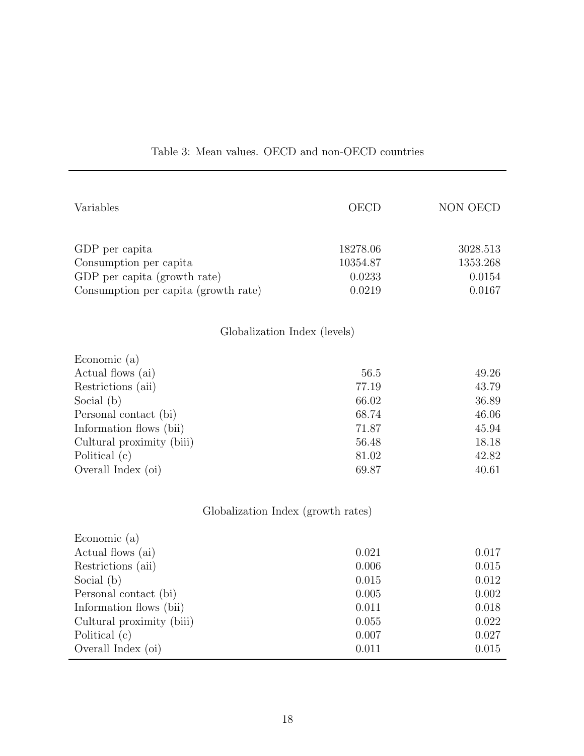Table 3: Mean values. OECD and non-OECD countries

| Variables | OECD | NON OECD |
|---|---|---|
| GDP per capita | 18278.06 | 3028.513 |
| Consumption per capita | 10354.87 | 1353.268 |
| GDP per capita (growth rate) | 0.0233 | 0.0154 |
| Consumption per capita (growth rate) | 0.0219 | 0.0167 |
| Globalization Index (levels) | | |
| Economic (a) | | |
| Actual flows (ai) | 56.5 | 49.26 |
| Restrictions (aii) | 77.19 | 43.79 |
| Social (b) | 66.02 | 36.89 |
| Personal contact (bi) | 68.74 | 46.06 |
| Information flows (bii) | 71.87 | 45.94 |
| Cultural proximity (biii) | 56.48 | 18.18 |
| Political (c) | 81.02 | 42.82 |
| Overall Index (oi) | 69.87 | 40.61 |
| Globalization Index (growth rates) | | |
| Economic (a) | | |
| Actual flows (ai) | 0.021 | 0.017 |
| Restrictions (aii) | 0.006 | 0.015 |
| Social (b) | 0.015 | 0.012 |
| Personal contact (bi) | 0.005 | 0.002 |
| Information flows (bii) | 0.011 | 0.018 |
| Cultural proximity (biii) | 0.055 | 0.022 |
| Political (c) | 0.007 | 0.027 |
| Overall Index (oi) | 0.011 | 0.015 |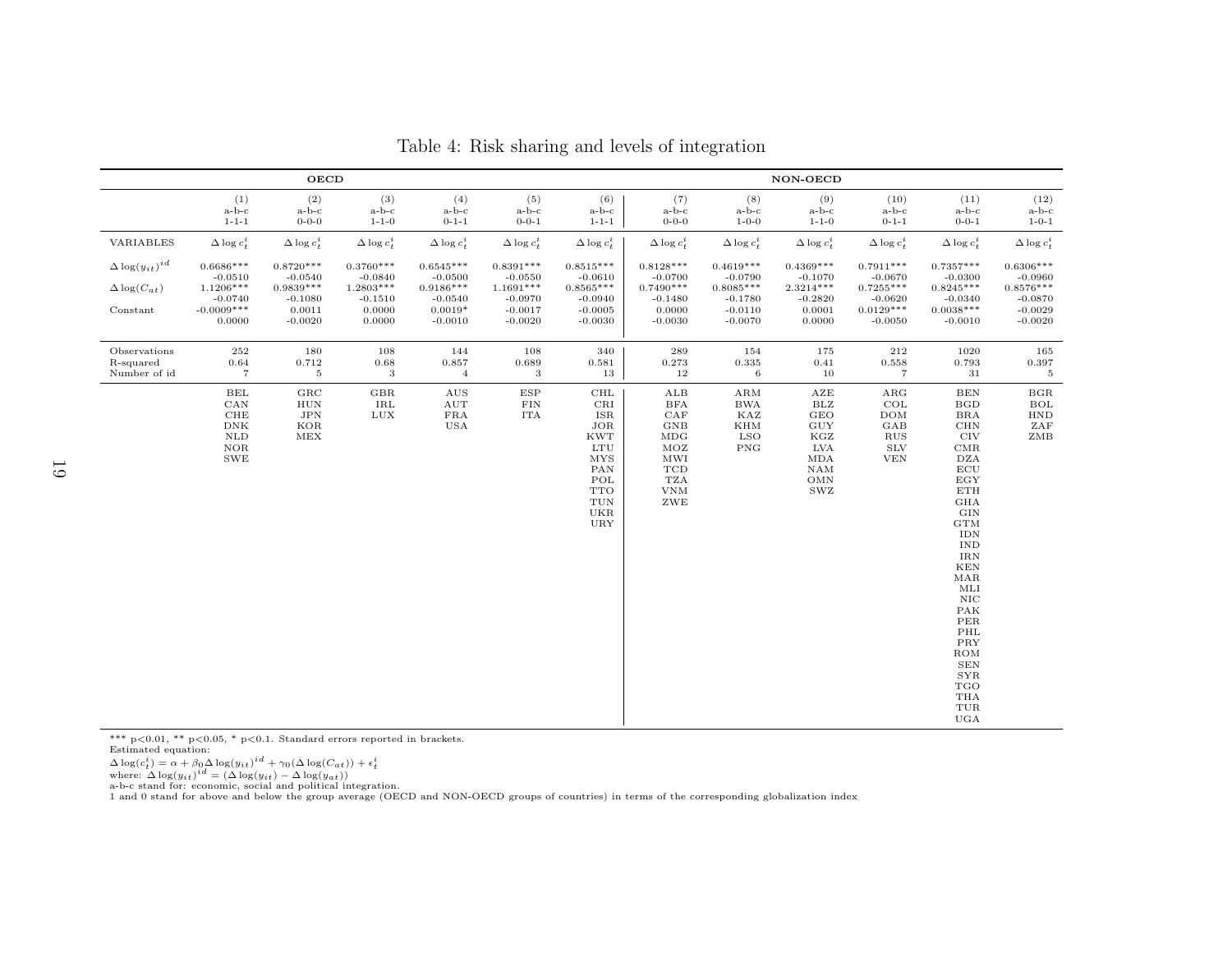Table 4: Risk sharing and levels of integration

| | OECD | | | | | | NON-OECD | | | | | |
|---|---|---|---|---|---|---|---|---|---|---|---|---|
| | (1) a-b-c 1-1-1 | (2) a-b-c 0-0-0 | (3) a-b-c 1-1-0 | (4) a-b-c 0-1-1 | (5) a-b-c 0-0-1 | (6) a-b-c 1-1-1 | (7) a-b-c 0-0-0 | (8) a-b-c 1-0-0 | (9) a-b-c 1-1-0 | (10) a-b-c 0-1-1 | (11) a-b-c 0-0-1 | (12) a-b-c 1-0-1 |
| VARIABLES | $\Delta \log c_t^i$ | $\Delta \log c_t^i$ | $\Delta \log c_t^i$ | $\Delta \log c_t^i$ | $\Delta \log c_t^i$ | $\Delta \log c_t^i$ | $\Delta \log c_t^i$ | $\Delta \log c_t^i$ | $\Delta \log c_t^i$ | $\Delta \log c_t^i$ | $\Delta \log c_t^i$ | $\Delta \log c_t^i$ |
| $\Delta \log(y_{it})^{id}$ | 0.6686*** | 0.8720*** | 0.3760*** | 0.6545*** | 0.8391*** | 0.8515*** | 0.8128*** | 0.4619*** | 0.4369*** | 0.7911*** | 0.7357*** | 0.6306*** |
| | -0.0510 | -0.0540 | -0.0840 | -0.0500 | -0.0550 | -0.0610 | -0.0700 | -0.0790 | -0.1070 | -0.0670 | -0.0300 | -0.0960 |
| $\Delta \log(C_{at})$ | 1.1206*** | 0.9839*** | 1.2803*** | 0.9186*** | 1.1691*** | 0.8565*** | 0.7490*** | 0.8085*** | 2.3214*** | 0.7255*** | 0.8245*** | 0.8576*** |
| | -0.0740 | -0.1080 | -0.1510 | -0.0540 | -0.0970 | -0.0940 | -0.1480 | -0.1780 | -0.2820 | -0.0620 | -0.0340 | -0.0870 |
| Constant | -0.0009*** | 0.0011 | 0.0000 | 0.0019* | -0.0017 | -0.0005 | 0.0000 | -0.0110 | 0.0001 | 0.0129*** | 0.0038*** | -0.0029 |
| | 0.0000 | -0.0020 | 0.0000 | -0.0010 | -0.0020 | -0.0030 | -0.0030 | -0.0070 | 0.0000 | -0.0050 | -0.0010 | -0.0020 |
| Observations | 252 | 180 | 108 | 144 | 108 | 340 | 289 | 154 | 175 | 212 | 1020 | 165 |
| R-squared | 0.64 | 0.712 | 0.68 | 0.857 | 0.689 | 0.581 | 0.273 | 0.335 | 0.41 | 0.558 | 0.793 | 0.397 |
| Number of id | 7 | 5 | 3 | 4 | 3 | 13 | 12 | 6 | 10 | 7 | 31 | 5 |
| | BEL CAN CHE DNK NLD NOR SWE | GRC HUN JPN KOR MEX | GBR IRL LUX | AUS AUT FRA USA | ESP FIN ITA | CHL CRI ISR JOR KWT LTU MYS PAN POL TTO TUN UKR URY | ALB BFA CAF GNB MDG MOZ MWI TCD TZA VNM ZWE | ARM BWA KAZ KHM LSO PNG | AZE BLZ GEO GUY KGZ LVA MDA NAM OMN SWZ | ARG COL DOM GAB RUS SLV VEN | BEN BGD BRA CHN CIV CMR DZA ECU EGY ETH GHA GIN GTM IDN IND IRN KEN MAR MLI NIC PAK PER PHL PRY ROM SEN SYR TGO THA TUR UGA | BGR BOL HND ZAF ZMB |

*** p<0.01, ** p<0.05, * p<0.1. Standard errors reported in brackets.
Estimated equation:
$\Delta \log(c_t^i) = \alpha + \beta_0 \Delta \log(y_{it})^{id} + \gamma_0(\Delta \log(C_{at})) + \epsilon_t^i$
where: $\Delta \log(y_{it})^{id} = (\Delta \log(y_{it}) - \Delta \log(y_{at}))$
a-b-c stand for: economic, social and political integration.
1 and 0 stand for above and below the group average (OECD and NON-OECD groups of countries) in terms of the corresponding globalization index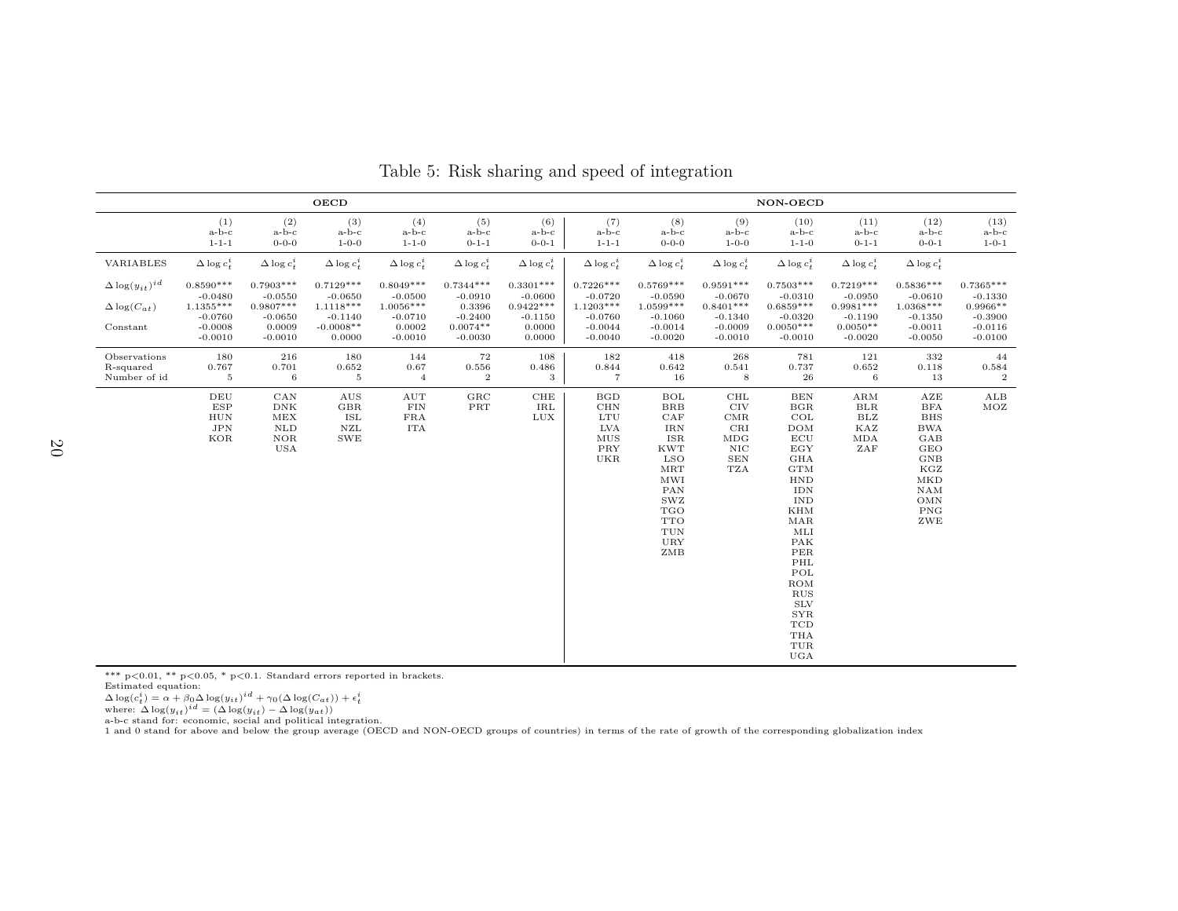Table 5: Risk sharing and speed of integration

| | OECD | | | | | | NON-OECD | | | | | | |
|---|---|---|---|---|---|---|---|---|---|---|---|---|---|
| | (1) a-b-c 1-1-1 | (2) a-b-c 0-0-0 | (3) a-b-c 1-0-0 | (4) a-b-c 1-1-0 | (5) a-b-c 0-1-1 | (6) a-b-c 0-0-1 | (7) a-b-c 1-1-1 | (8) a-b-c 0-0-0 | (9) a-b-c 1-0-0 | (10) a-b-c 1-1-0 | (11) a-b-c 0-1-1 | (12) a-b-c 0-0-1 | (13) a-b-c 1-0-1 |
| VARIABLES | $\Delta \log c_t^i$ | $\Delta \log c_t^i$ | $\Delta \log c_t^i$ | $\Delta \log c_t^i$ | $\Delta \log c_t^i$ | $\Delta \log c_t^i$ | $\Delta \log c_t^i$ | $\Delta \log c_t^i$ | $\Delta \log c_t^i$ | $\Delta \log c_t^i$ | $\Delta \log c_t^i$ | $\Delta \log c_t^i$ | |
| $\Delta \log(y_{it})^{id}$ | 0.8590*** | 0.7903*** | 0.7129*** | 0.8049*** | 0.7344*** | 0.3301*** | 0.7226*** | 0.5769*** | 0.9591*** | 0.7503*** | 0.7219*** | 0.5836*** | 0.7365*** |
| | -0.0480 | -0.0550 | -0.0650 | -0.0500 | -0.0910 | -0.0600 | -0.0720 | -0.0590 | -0.0670 | -0.0310 | -0.0950 | -0.0610 | -0.1330 |
| $\Delta \log(C_{at})$ | 1.1355*** | 0.9807*** | 1.1118*** | 1.0056*** | 0.3396 | 0.9422*** | 1.1203*** | 1.0599*** | 0.8401*** | 0.6859*** | 0.9981*** | 1.0368*** | 0.9966** |
| | -0.0760 | -0.0650 | -0.1140 | -0.0710 | -0.2400 | -0.1150 | -0.0760 | -0.1060 | -0.1340 | -0.0320 | -0.1190 | -0.1350 | -0.3900 |
| Constant | -0.0008 | 0.0009 | -0.0008** | 0.0002 | 0.0074** | 0.0000 | -0.0044 | -0.0014 | -0.0009 | 0.0050*** | 0.0050** | -0.0011 | -0.0116 |
| | -0.0010 | -0.0010 | 0.0000 | -0.0010 | -0.0030 | 0.0000 | -0.0040 | -0.0020 | -0.0010 | -0.0010 | -0.0020 | -0.0050 | -0.0100 |
| Observations | 180 | 216 | 180 | 144 | 72 | 108 | 182 | 418 | 268 | 781 | 121 | 332 | 44 |
| R-squared | 0.767 | 0.701 | 0.652 | 0.67 | 0.556 | 0.486 | 0.844 | 0.642 | 0.541 | 0.737 | 0.652 | 0.118 | 0.584 |
| Number of id | 5 | 6 | 5 | 4 | 2 | 3 | 7 | 16 | 8 | 26 | 6 | 13 | 2 |
| | DEU ESP HUN JPN KOR | CAN DNK MEX NLD NOR USA | AUS GBR ISL NZL SWE | AUT FIN FRA ITA | GRC PRT | CHE IRL LUX | BGD CHN LTU LVA MUS PRY UKR | BOL BRB CAF IRN ISR KWT LSO MRT MWI PAN SWZ TGO TTO TUN URY ZMB | CHL CIV CMR CRI MDG NIC SEN TZA | BEN BGR COL DOM ECU EGY GHA GTM HND IDN IND KHM MAR MLI PAK PER PHL POL ROM RUS SLV SYR TCD THA TUR UGA | ARM BLR BLZ KAZ MDA ZAF | AZE BFA BHS BWA GAB GEO GNB KGZ MKD NAM OMN PNG ZWE | ALB MOZ |

*** p<0.01, ** p<0.05, * p<0.1. Standard errors reported in brackets.
Estimated equation:
$\Delta \log(c_t^i) = \alpha + \beta_0 \Delta \log(y_{it})^{id} + \gamma_0(\Delta \log(C_{at})) + \epsilon_t^i$
where: $\Delta \log(y_{it})^{id} = (\Delta \log(y_{it}) - \Delta \log(y_{at}))$
a-b-c stand for: economic, social and political integration.
1 and 0 stand for above and below the group average (OECD and NON-OECD groups of countries) in terms of the rate of growth of the corresponding globalization index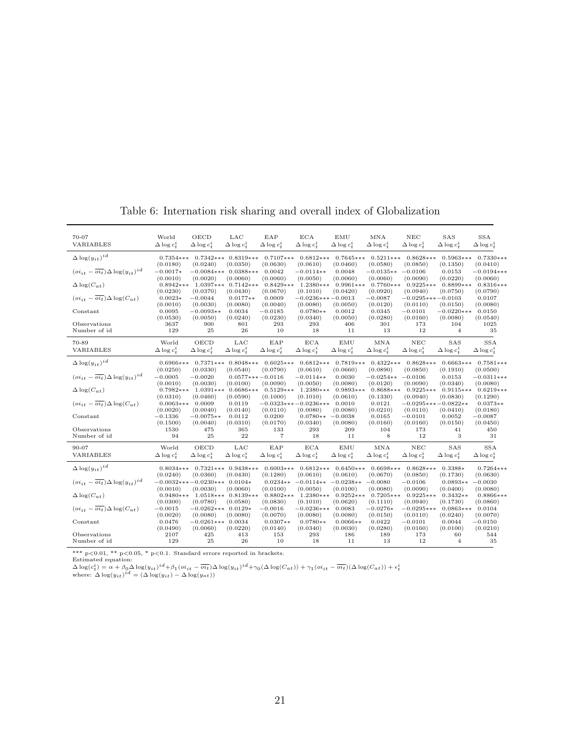# Table 6: Internation risk sharing and overall index of Globalization

| 70-07 VARIABLES | World $\Delta \log c_t^i$ | OECD $\Delta \log c_t^i$ | LAC $\Delta \log c_t^i$ | EAP $\Delta \log c_t^i$ | ECA $\Delta \log c_t^i$ | EMU $\Delta \log c_t^i$ | MNA $\Delta \log c_t^i$ | NEC $\Delta \log c_t^i$ | SAS $\Delta \log c_t^i$ | SSA $\Delta \log c_t^i$ |
|---|---|---|---|---|---|---|---|---|---|---|
| $\Delta \log(y_{it})^{id}$ | 0.7354*** | 0.7342*** | 0.8319*** | 0.7107*** | 0.6812*** | 0.7645*** | 0.5211*** | 0.8628*** | 0.5963*** | 0.7330*** |
| | (0.0180) | (0.0240) | (0.0350) | (0.0630) | (0.0610) | (0.0460) | (0.0580) | (0.0850) | (0.1350) | (0.0410) |
| $(oi_{it} - \overline{oi_t})\Delta \log(y_{it})^{id}$ | −0.0017* | −0.0084*** | 0.0388*** | 0.0042 | −0.0114** | 0.0048 | −0.0135** | −0.0106 | 0.0153 | −0.0194*** |
| | (0.0010) | (0.0020) | (0.0060) | (0.0060) | (0.0050) | (0.0060) | (0.0060) | (0.0090) | (0.0220) | (0.0060) |
| $\Delta \log(C_{at})$ | 0.8942*** | 1.0397*** | 0.7142*** | 0.8429*** | 1.2380*** | 0.9961*** | 0.7760*** | 0.9225*** | 0.8899*** | 0.8316*** |
| | (0.0230) | (0.0370) | (0.0430) | (0.0670) | (0.1010) | (0.0420) | (0.0920) | (0.0940) | (0.0750) | (0.0790) |
| $(oi_{it} - \overline{oi_t})\Delta \log(C_{at})$ | 0.0023* | −0.0044 | 0.0177** | 0.0009 | −0.0236*** | −0.0013 | −0.0087 | −0.0295*** | −0.0103 | 0.0107 |
| | (0.0010) | (0.0030) | (0.0080) | (0.0040) | (0.0080) | (0.0050) | (0.0120) | (0.0110) | (0.0150) | (0.0080) |
| Constant | 0.0095 | −0.0093** | 0.0034 | −0.0185 | 0.0780** | 0.0012 | 0.0345 | −0.0101 | −0.0220*** | 0.0150 |
| | (0.0530) | (0.0050) | (0.0240) | (0.0230) | (0.0340) | (0.0050) | (0.0280) | (0.0160) | (0.0080) | (0.0540) |
| Observations | 3637 | 900 | 801 | 293 | 293 | 406 | 301 | 173 | 104 | 1025 |
| Number of id | 129 | 25 | 26 | 10 | 18 | 11 | 13 | 12 | 4 | 35 |
| **70-89 VARIABLES** | World $\Delta \log c_t^i$ | OECD $\Delta \log c_t^i$ | LAC $\Delta \log c_t^i$ | EAP $\Delta \log c_t^i$ | ECA $\Delta \log c_t^i$ | EMU $\Delta \log c_t^i$ | MNA $\Delta \log c_t^i$ | NEC $\Delta \log c_t^i$ | SAS $\Delta \log c_t^i$ | SSA $\Delta \log c_t^i$ |
| $\Delta \log(y_{it})^{id}$ | 0.6966*** | 0.7371*** | 0.8048*** | 0.6025*** | 0.6812*** | 0.7819*** | 0.4322*** | 0.8628*** | 0.6663*** | 0.7581*** |
| | (0.0250) | (0.0330) | (0.0540) | (0.0790) | (0.0610) | (0.0660) | (0.0890) | (0.0850) | (0.1910) | (0.0500) |
| $(oi_{it} - \overline{oi_t})\Delta \log(y_{it})^{id}$ | −0.0005 | −0.0020 | 0.0577*** | −0.0116 | −0.0114** | 0.0030 | −0.0254** | −0.0106 | 0.0153 | −0.0311*** |
| | (0.0010) | (0.0030) | (0.0100) | (0.0090) | (0.0050) | (0.0080) | (0.0120) | (0.0090) | (0.0340) | (0.0080) |
| $\Delta \log(C_{at})$ | 0.7982*** | 1.0391*** | 0.6686*** | 0.5129*** | 1.2380*** | 0.9893*** | 0.8688*** | 0.9225*** | 0.9115*** | 0.6219*** |
| | (0.0310) | (0.0460) | (0.0590) | (0.1000) | (0.1010) | (0.0610) | (0.1330) | (0.0940) | (0.0830) | (0.1290) |
| $(oi_{it} - \overline{oi_t})\Delta \log(C_{at})$ | 0.0063*** | 0.0009 | 0.0119 | −0.0323*** | −0.0236*** | 0.0010 | 0.0121 | −0.0295*** | −0.0822** | 0.0373** |
| | (0.0020) | (0.0040) | (0.0140) | (0.0110) | (0.0080) | (0.0080) | (0.0210) | (0.0110) | (0.0410) | (0.0180) |
| Constant | −0.1336 | −0.0075** | 0.0112 | 0.0200 | 0.0780** | −0.0038 | 0.0165 | −0.0101 | 0.0052 | −0.0087 |
| | (0.1500) | (0.0040) | (0.0310) | (0.0170) | (0.0340) | (0.0080) | (0.0160) | (0.0160) | (0.0150) | (0.0450) |
| Observations | 1530 | 475 | 365 | 133 | 293 | 209 | 104 | 173 | 41 | 450 |
| Number of id | 94 | 25 | 22 | 7 | 18 | 11 | 8 | 12 | 3 | 31 |
| **90-07 VARIABLES** | World $\Delta \log c_t^i$ | OECD $\Delta \log c_t^i$ | LAC $\Delta \log c_t^i$ | EAP $\Delta \log c_t^i$ | ECA $\Delta \log c_t^i$ | EMU $\Delta \log c_t^i$ | MNA $\Delta \log c_t^i$ | NEC $\Delta \log c_t^i$ | SAS $\Delta \log c_t^i$ | SSA $\Delta \log c_t^i$ |
| $\Delta \log(y_{it})^{id}$ | 0.8034*** | 0.7321*** | 0.9438*** | 0.6003*** | 0.6812*** | 0.6450*** | 0.6698*** | 0.8628*** | 0.3388* | 0.7264*** |
| | (0.0240) | (0.0360) | (0.0430) | (0.1280) | (0.0610) | (0.0610) | (0.0670) | (0.0850) | (0.1730) | (0.0630) |
| $(oi_{it} - \overline{oi_t})\Delta \log(y_{it})^{id}$ | −0.0032*** | −0.0230*** | 0.0104* | 0.0234** | −0.0114** | −0.0238** | −0.0080 | −0.0106 | 0.0893** | −0.0030 |
| | (0.0010) | (0.0030) | (0.0060) | (0.0100) | (0.0050) | (0.0100) | (0.0080) | (0.0090) | (0.0400) | (0.0080) |
| $\Delta \log(C_{at})$ | 0.9480*** | 1.0518*** | 0.8139*** | 0.8802*** | 1.2380*** | 0.9252*** | 0.7205*** | 0.9225*** | 0.3432** | 0.8866*** |
| | (0.0300) | (0.0780) | (0.0580) | (0.0830) | (0.1010) | (0.0620) | (0.1110) | (0.0940) | (0.1730) | (0.0860) |
| $(oi_{it} - \overline{oi_t})\Delta \log(C_{at})$ | −0.0015 | −0.0262*** | 0.0129* | −0.0016 | −0.0236*** | 0.0083 | −0.0276* | −0.0295*** | 0.0863*** | 0.0104 |
| | (0.0020) | (0.0080) | (0.0080) | (0.0070) | (0.0080) | (0.0080) | (0.0150) | (0.0110) | (0.0240) | (0.0070) |
| Constant | 0.0476 | −0.0261*** | 0.0034 | 0.0307** | 0.0780** | 0.0066** | 0.0422 | −0.0101 | 0.0044 | −0.0150 |
| | (0.0490) | (0.0060) | (0.0220) | (0.0140) | (0.0340) | (0.0030) | (0.0280) | (0.0160) | (0.0100) | (0.0210) |
| Observations | 2107 | 425 | 413 | 153 | 293 | 186 | 189 | 173 | 60 | 544 |
| Number of id | 129 | 25 | 26 | 10 | 18 | 11 | 13 | 12 | 4 | 35 |

*** p<0.01, ** p<0.05, * p<0.1. Standard errors reported in brackets.
Estimated equation:
$\Delta \log(c_t^i) = \alpha + \beta_0 \Delta \log(y_{it})^{id} + \beta_1 (oi_{it} - \overline{oi_t}) \Delta \log(y_{it})^{id} + \gamma_0 (\Delta \log(C_{at})) + \gamma_1 (oi_{it} - \overline{oi_t})(\Delta \log(C_{at})) + \epsilon_t^i$
where: $\Delta \log(y_{it})^{id} = (\Delta \log(y_{it}) - \Delta \log(y_{at}))$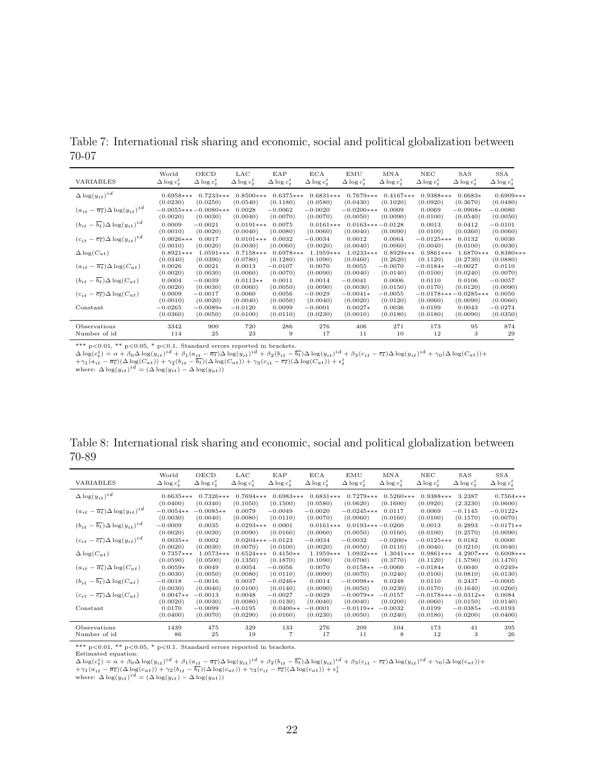Table 7: International risk sharing and economic, social and political globalization between 70-07

| VARIABLES | World $\Delta \log c_t^i$ | OECD $\Delta \log c_t^i$ | LAC $\Delta \log c_t^i$ | EAP $\Delta \log c_t^i$ | ECA $\Delta \log c_t^i$ | EMU $\Delta \log c_t^i$ | MNA $\Delta \log c_t^i$ | NEC $\Delta \log c_t^i$ | SAS $\Delta \log c_t^i$ | SSA $\Delta \log c_t^i$ |
|---|---|---|---|---|---|---|---|---|---|---|
| $\Delta \log(y_{it})^{id}$ | 0.6958*** | 0.7233*** | 0.8500*** | 0.6375*** | 0.6831*** | 0.7679*** | 0.4167*** | 0.9388*** | 0.6683* | 0.6909*** |
| | (0.0230) | (0.0250) | (0.0540) | (0.1180) | (0.0580) | (0.0430) | (0.1020) | (0.0920) | (0.3670) | (0.0480) |
| $(a_{it} - \overline{a_t})\Delta \log(y_{it})^{id}$ | −0.0055*** | −0.0080*** | 0.0028 | −0.0062 | −0.0020 | −0.0200*** | 0.0009 | 0.0069 | −0.0908* | −0.0080 |
| | (0.0020) | (0.0030) | (0.0040) | (0.0070) | (0.0070) | (0.0050) | (0.0090) | (0.0100) | (0.0540) | (0.0050) |
| $(b_{it} - \overline{b_t})\Delta \log(y_{it})^{id}$ | 0.0009 | −0.0021 | 0.0191*** | 0.0075 | 0.0161*** | 0.0163*** | −0.0128 | 0.0013 | 0.0412 | −0.0101 |
| | (0.0010) | (0.0020) | (0.0040) | (0.0080) | (0.0060) | (0.0040) | (0.0090) | (0.0100) | (0.0360) | (0.0060) |
| $(c_{it} - \overline{c_t})\Delta \log(y_{it})^{id}$ | 0.0026*** | 0.0017 | 0.0101*** | 0.0032 | −0.0034 | 0.0012 | 0.0064 | −0.0125*** | 0.0132 | 0.0030 |
| | (0.0010) | (0.0020) | (0.0030) | (0.0060) | (0.0020) | (0.0040) | (0.0060) | (0.0040) | (0.0100) | (0.0030) |
| $\Delta \log(C_{at})$ | 0.8921*** | 1.0591*** | 0.7158*** | 0.6978*** | 1.1959*** | 1.0233*** | 0.8929*** | 0.9861*** | 1.6870*** | 0.8380*** |
| | (0.0340) | (0.0390) | (0.0780) | (0.1280) | (0.1090) | (0.0460) | (0.2620) | (0.1120) | (0.2730) | (0.0880) |
| $(a_{it} - \overline{a_t})\Delta \log(C_{at})$ | 0.0026 | 0.0021 | 0.0013 | −0.0107 | 0.0070 | 0.0055 | −0.0070 | −0.0184* | −0.0027 | 0.0110 |
| | (0.0020) | (0.0030) | (0.0060) | (0.0070) | (0.0090) | (0.0040) | (0.0140) | (0.0100) | (0.0240) | (0.0070) |
| $(b_{it} - \overline{b_t})\Delta \log(C_{at})$ | 0.0004 | −0.0039 | 0.0113** | 0.0011 | 0.0014 | −0.0041 | 0.0006 | 0.0110 | 0.0106 | −0.0057 |
| | (0.0020) | (0.0030) | (0.0060) | (0.0050) | (0.0090) | (0.0030) | (0.0150) | (0.0170) | (0.0120) | (0.0090) |
| $(c_{it} - \overline{c_t})\Delta \log(C_{at})$ | 0.0009 | −0.0017 | 0.0060 | 0.0056 | −0.0029 | −0.0041* | −0.0055 | −0.0178*** | −0.0285*** | 0.0050 |
| | (0.0010) | (0.0020) | (0.0040) | (0.0050) | (0.0040) | (0.0020) | (0.0120) | (0.0060) | (0.0090) | (0.0060) |
| Constant | −0.0265 | −0.0089* | −0.0120 | 0.0099 | −0.0001 | 0.0027* | 0.0036 | 0.0199 | 0.0043 | −0.0274 |
| | (0.0360) | (0.0050) | (0.0100) | (0.0110) | (0.0230) | (0.0010) | (0.0180) | (0.0180) | (0.0090) | (0.0350) |
| Observations | 3342 | 900 | 720 | 286 | 276 | 406 | 271 | 173 | 95 | 874 |
| Number of id | 114 | 25 | 23 | 9 | 17 | 11 | 10 | 12 | 3 | 29 |

*** p<0.01, ** p<0.05, * p<0.1. Standard errors reported in brackets.

$\Delta \log(c_t^i) = \alpha + \beta_0 \Delta \log(y_{it})^{id} + \beta_1(a_{it} - \overline{a_t})\Delta \log(y_{it})^{id} + \beta_2(b_{it} - \overline{b_t})\Delta \log(y_{it})^{id} + \beta_3(c_{it} - \overline{c_t})\Delta \log(y_{it})^{id} + \gamma_0(\Delta \log(C_{at}))+$
$+\gamma_1(a_{it} - \overline{a_t})(\Delta \log(C_{at})) + \gamma_2(b_{it} - \overline{b_t})(\Delta \log(C_{at})) + \gamma_3(c_{it} - \overline{c_t})(\Delta \log(C_{at})) + \epsilon_t^i$

where: $\Delta \log(y_{it})^{id} = (\Delta \log(y_{it}) - \Delta \log(y_{at}))$

Table 8: International risk sharing and economic, social and political globalization between 70-89

| VARIABLES | World $\Delta \log c_t^i$ | OECD $\Delta \log c_t^i$ | LAC $\Delta \log c_t^i$ | EAP $\Delta \log c_t^i$ | ECA $\Delta \log c_t^i$ | EMU $\Delta \log c_t^i$ | MNA $\Delta \log c_t^i$ | NEC $\Delta \log c_t^i$ | SAS $\Delta \log c_t^i$ | SSA $\Delta \log c_t^i$ |
|---|---|---|---|---|---|---|---|---|---|---|
| $\Delta \log(y_{it})^{id}$ | 0.6635*** | 0.7326*** | 0.7694*** | 0.6983*** | 0.6831*** | 0.7279*** | 0.5260*** | 0.9388*** | 3.2387 | 0.7564*** |
| | (0.0400) | (0.0340) | (0.1050) | (0.1500) | (0.0580) | (0.0620) | (0.1600) | (0.0920) | (2.3230) | (0.0600) |
| $(a_{it} - \overline{a_t})\Delta \log(y_{it})^{id}$ | −0.0054** | −0.0085** | 0.0079 | −0.0049 | −0.0020 | −0.0245*** | 0.0117 | 0.0069 | −0.1145 | −0.0122* |
| | (0.0030) | (0.0040) | (0.0080) | (0.0110) | (0.0070) | (0.0060) | (0.0160) | (0.0100) | (0.1570) | (0.0070) |
| $(b_{it} - \overline{b_t})\Delta \log(y_{it})^{id}$ | −0.0009 | 0.0035 | 0.0293*** | 0.0001 | 0.0161*** | 0.0193*** | −0.0260 | 0.0013 | 0.2893 | −0.0171** |
| | (0.0020) | (0.0030) | (0.0090) | (0.0160) | (0.0060) | (0.0050) | (0.0160) | (0.0100) | (0.2570) | (0.0090) |
| $(c_{it} - \overline{c_t})\Delta \log(y_{it})^{id}$ | 0.0035** | 0.0002 | 0.0204*** | −0.0123 | −0.0034 | −0.0032 | −0.0200* | −0.0125*** | 0.0182 | 0.0000 |
| | (0.0020) | (0.0030) | (0.0070) | (0.0100) | (0.0020) | (0.0050) | (0.0110) | (0.0040) | (0.0210) | (0.0040) |
| $\Delta \log(C_{at})$ | 0.7357*** | 1.0573*** | 0.6524*** | 0.4150** | 1.1959*** | 1.0932*** | 1.3041*** | 0.9861*** | 4.2907*** | 0.6008*** |
| | (0.0590) | (0.0500) | (0.1350) | (0.1870) | (0.1090) | (0.0700) | (0.3770) | (0.1120) | (1.5790) | (0.1470) |
| $(a_{it} - \overline{a_t})\Delta \log(C_{at})$ | 0.0059* | 0.0049 | 0.0054 | −0.0056 | 0.0070 | 0.0158** | −0.0060 | −0.0184* | 0.0040 | 0.0249* |
| | (0.0030) | (0.0050) | (0.0080) | (0.0110) | (0.0090) | (0.0070) | (0.0240) | (0.0100) | (0.0810) | (0.0130) |
| $(b_{it} - \overline{b_t})\Delta \log(C_{at})$ | −0.0018 | −0.0016 | 0.0037 | −0.0246* | 0.0014 | −0.0098** | 0.0248 | 0.0110 | 0.2437 | −0.0005 |
| | (0.0030) | (0.0040) | (0.0100) | (0.0140) | (0.0090) | (0.0050) | (0.0230) | (0.0170) | (0.1640) | (0.0260) |
| $(c_{it} - \overline{c_t})\Delta \log(C_{at})$ | 0.0047** | −0.0013 | 0.0048 | −0.0027 | −0.0029 | −0.0079** | −0.0157 | −0.0178*** | −0.0312** | 0.0084 |
| | (0.0020) | (0.0030) | (0.0080) | (0.0130) | (0.0040) | (0.0040) | (0.0200) | (0.0060) | (0.0150) | (0.0140) |
| Constant | 0.0170 | −0.0099 | −0.0195 | 0.0400** | −0.0001 | −0.0119** | −0.0032 | 0.0199 | −0.0385* | −0.0193 |
| | (0.0400) | (0.0070) | (0.0290) | (0.0160) | (0.0230) | (0.0050) | (0.0240) | (0.0180) | (0.0200) | (0.0400) |
| Observations | 1439 | 475 | 329 | 133 | 276 | 209 | 104 | 173 | 41 | 395 |
| Number of id | 86 | 25 | 19 | 7 | 17 | 11 | 8 | 12 | 3 | 26 |

*** p<0.01, ** p<0.05, * p<0.1. Standard errors reported in brackets.

Estimated equation:

$\Delta \log(c_t^i) = \alpha + \beta_0 \Delta \log(y_{it})^{id} + \beta_1(a_{it} - \overline{a_t})\Delta \log(y_{it})^{id} + \beta_2(b_{it} - \overline{b_t})\Delta \log(y_{it})^{id} + \beta_3(c_{it} - \overline{c_t})\Delta \log(y_{it})^{id} + \gamma_0(\Delta \log(c_{at}))+$
$+\gamma_1(a_{it} - \overline{a_t})(\Delta \log(c_{at})) + \gamma_2(b_{it} - \overline{b_t})(\Delta \log(c_{at})) + \gamma_3(c_{it} - \overline{c_t})(\Delta \log(c_{at})) + \epsilon_t^i$

where: $\Delta \log(y_{it})^{id} = (\Delta \log(y_{it}) - \Delta \log(y_{at}))$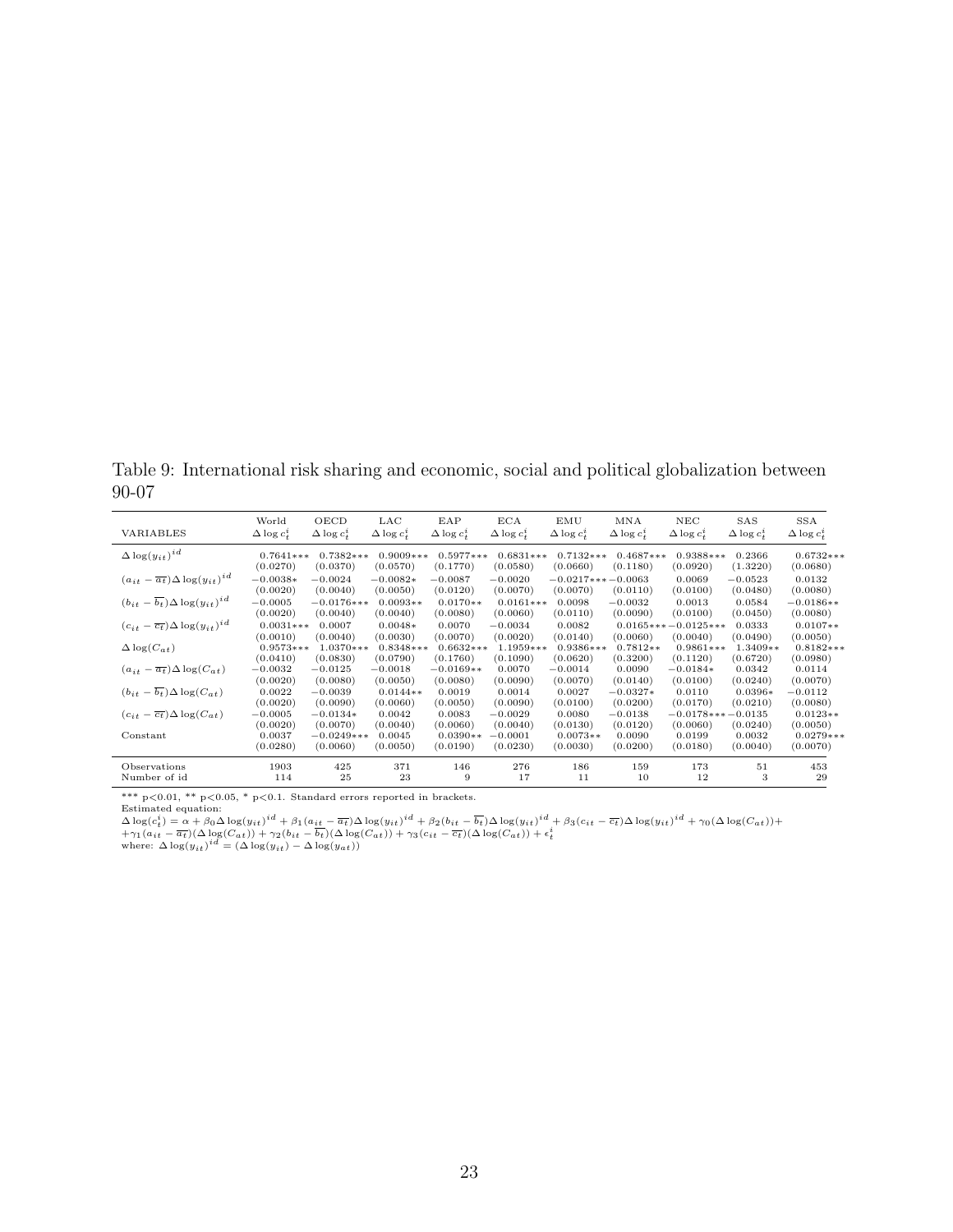Table 9: International risk sharing and economic, social and political globalization between 90-07

| VARIABLES | World $\Delta \log c_t^i$ | OECD $\Delta \log c_t^i$ | LAC $\Delta \log c_t^i$ | EAP $\Delta \log c_t^i$ | ECA $\Delta \log c_t^i$ | EMU $\Delta \log c_t^i$ | MNA $\Delta \log c_t^i$ | NEC $\Delta \log c_t^i$ | SAS $\Delta \log c_t^i$ | SSA $\Delta \log c_t^i$ |
|---|---|---|---|---|---|---|---|---|---|---|
| $\Delta \log(y_{it})^{id}$ | 0.7641*** | 0.7382*** | 0.9009*** | 0.5977*** | 0.6831*** | 0.7132*** | 0.4687*** | 0.9388*** | 0.2366 | 0.6732*** |
| | (0.0270) | (0.0370) | (0.0570) | (0.1770) | (0.0580) | (0.0660) | (0.1180) | (0.0920) | (1.3220) | (0.0680) |
| $(a_{it} - \overline{a_t})\Delta \log(y_{it})^{id}$ | −0.0038* | −0.0024 | −0.0082* | −0.0087 | −0.0020 | −0.0217*** | −0.0063 | 0.0069 | −0.0523 | 0.0132 |
| | (0.0020) | (0.0040) | (0.0050) | (0.0120) | (0.0070) | (0.0070) | (0.0110) | (0.0100) | (0.0480) | (0.0080) |
| $(b_{it} - \overline{b_t})\Delta \log(y_{it})^{id}$ | −0.0005 | −0.0176*** | 0.0093** | 0.0170** | 0.0161*** | 0.0098 | −0.0032 | 0.0013 | 0.0584 | −0.0186** |
| | (0.0020) | (0.0040) | (0.0040) | (0.0080) | (0.0060) | (0.0110) | (0.0090) | (0.0100) | (0.0450) | (0.0080) |
| $(c_{it} - \overline{c_t})\Delta \log(y_{it})^{id}$ | 0.0031*** | 0.0007 | 0.0048* | 0.0070 | −0.0034 | 0.0082 | 0.0165*** | −0.0125*** | 0.0333 | 0.0107** |
| | (0.0010) | (0.0040) | (0.0030) | (0.0070) | (0.0020) | (0.0140) | (0.0060) | (0.0040) | (0.0490) | (0.0050) |
| $\Delta \log(C_{at})$ | 0.9573*** | 1.0370*** | 0.8348*** | 0.6632*** | 1.1959*** | 0.9386*** | 0.7812** | 0.9861*** | 1.3409** | 0.8182*** |
| | (0.0410) | (0.0830) | (0.0790) | (0.1760) | (0.1090) | (0.0620) | (0.3200) | (0.1120) | (0.6720) | (0.0980) |
| $(a_{it} - \overline{a_t})\Delta \log(C_{at})$ | −0.0032 | −0.0125 | −0.0018 | −0.0169** | 0.0070 | −0.0014 | 0.0090 | −0.0184* | 0.0342 | 0.0114 |
| | (0.0020) | (0.0080) | (0.0050) | (0.0080) | (0.0090) | (0.0070) | (0.0140) | (0.0100) | (0.0240) | (0.0070) |
| $(b_{it} - \overline{b_t})\Delta \log(C_{at})$ | 0.0022 | −0.0039 | 0.0144** | 0.0019 | 0.0014 | 0.0027 | −0.0327* | 0.0110 | 0.0396* | −0.0112 |
| | (0.0020) | (0.0090) | (0.0060) | (0.0050) | (0.0090) | (0.0100) | (0.0200) | (0.0170) | (0.0210) | (0.0080) |
| $(c_{it} - \overline{c_t})\Delta \log(C_{at})$ | −0.0005 | −0.0134* | 0.0042 | 0.0083 | −0.0029 | 0.0080 | −0.0138 | −0.0178*** | −0.0135 | 0.0123** |
| | (0.0020) | (0.0070) | (0.0040) | (0.0060) | (0.0040) | (0.0130) | (0.0120) | (0.0060) | (0.0240) | (0.0050) |
| Constant | 0.0037 | −0.0249*** | 0.0045 | 0.0390** | −0.0001 | 0.0073** | 0.0090 | 0.0199 | 0.0032 | 0.0279*** |
| | (0.0280) | (0.0060) | (0.0050) | (0.0190) | (0.0230) | (0.0030) | (0.0200) | (0.0180) | (0.0040) | (0.0070) |
| Observations | 1903 | 425 | 371 | 146 | 276 | 186 | 159 | 173 | 51 | 453 |
| Number of id | 114 | 25 | 23 | 9 | 17 | 11 | 10 | 12 | 3 | 29 |

*** p<0.01, ** p<0.05, * p<0.1. Standard errors reported in brackets.

Estimated equation:

$\Delta \log(c_t^i) = \alpha + \beta_0 \Delta \log(y_{it})^{id} + \beta_1(a_{it} - \overline{a_t})\Delta \log(y_{it})^{id} + \beta_2(b_{it} - \overline{b_t})\Delta \log(y_{it})^{id} + \beta_3(c_{it} - \overline{c_t})\Delta \log(y_{it})^{id} + \gamma_0(\Delta \log(C_{at}))+$
$+\gamma_1(a_{it} - \overline{a_t})(\Delta \log(C_{at})) + \gamma_2(b_{it} - \overline{b_t})(\Delta \log(C_{at})) + \gamma_3(c_{it} - \overline{c_t})(\Delta \log(C_{at})) + \epsilon_t^i$

where: $\Delta \log(y_{it})^{id} = (\Delta \log(y_{it}) - \Delta \log(y_{at}))$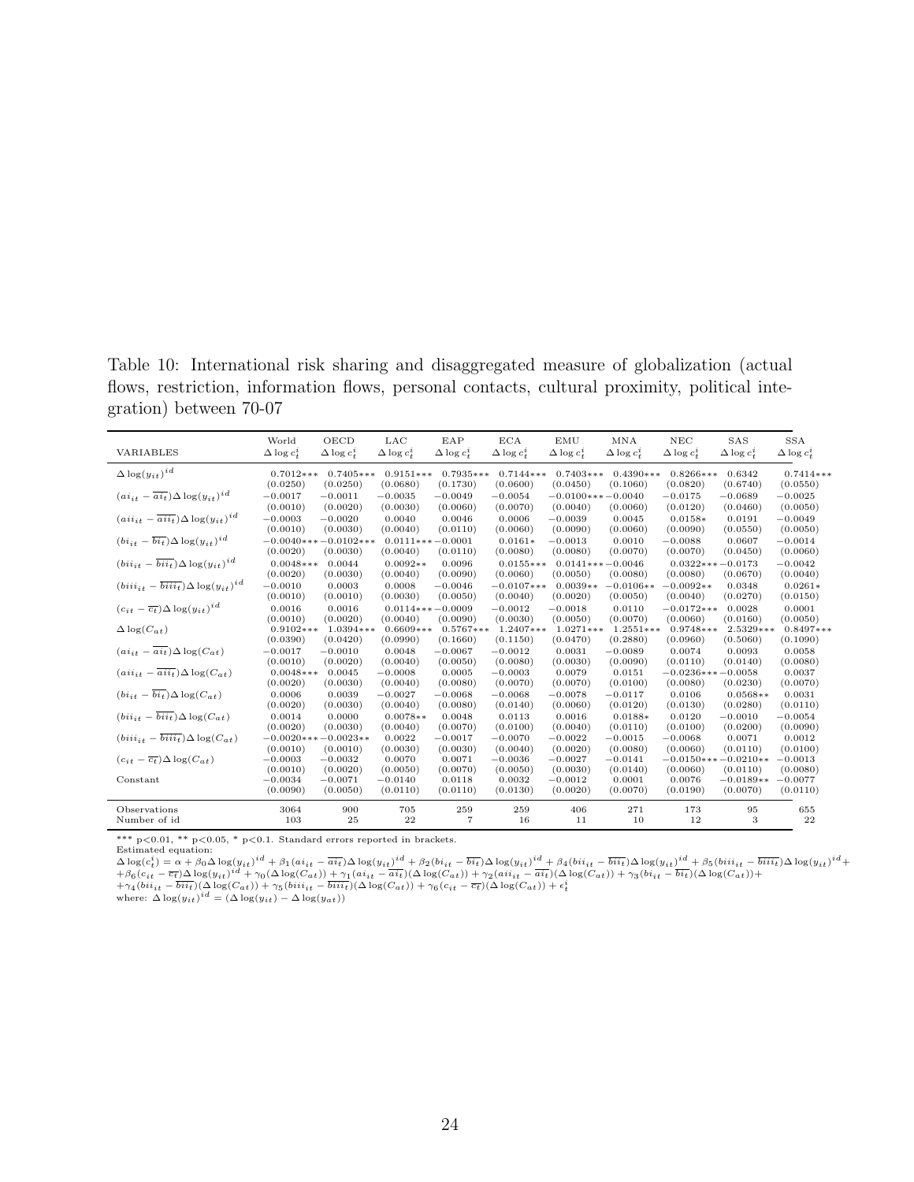Table 10: International risk sharing and disaggregated measure of globalization (actual flows, restriction, information flows, personal contacts, cultural proximity, political integration) between 70-07

| VARIABLES | World $\Delta \log c_t^i$ | OECD $\Delta \log c_t^i$ | LAC $\Delta \log c_t^i$ | EAP $\Delta \log c_t^i$ | ECA $\Delta \log c_t^i$ | EMU $\Delta \log c_t^i$ | MNA $\Delta \log c_t^i$ | NEC $\Delta \log c_t^i$ | SAS $\Delta \log c_t^i$ | SSA $\Delta \log c_t^i$ |
|---|---|---|---|---|---|---|---|---|---|---|
| $\Delta \log(y_{it})^{id}$ | 0.7012*** | 0.7405*** | 0.9151*** | 0.7935*** | 0.7144*** | 0.7403*** | 0.4390*** | 0.8266*** | 0.6342 | 0.7414*** |
| | (0.0250) | (0.0250) | (0.0680) | (0.1730) | (0.0600) | (0.0450) | (0.1060) | (0.0820) | (0.6740) | (0.0550) |
| $(ai_{it} - \overline{ai_t})\Delta \log(y_{it})^{id}$ | −0.0017 | −0.0011 | −0.0035 | −0.0049 | −0.0054 | −0.0100*** | −0.0040 | −0.0175 | −0.0689 | −0.0025 |
| | (0.0010) | (0.0020) | (0.0030) | (0.0060) | (0.0070) | (0.0040) | (0.0060) | (0.0120) | (0.0460) | (0.0050) |
| $(aii_{it} - \overline{aii_t})\Delta \log(y_{it})^{id}$ | −0.0003 | −0.0020 | 0.0040 | 0.0046 | 0.0006 | −0.0039 | 0.0045 | 0.0158* | 0.0191 | −0.0049 |
| | (0.0010) | (0.0030) | (0.0040) | (0.0110) | (0.0060) | (0.0090) | (0.0070) | (0.0090) | (0.0550) | (0.0050) |
| $(bi_{it} - \overline{bi_t})\Delta \log(y_{it})^{id}$ | −0.0040*** | −0.0102*** | 0.0111*** | −0.0001 | 0.0161* | −0.0013 | 0.0010 | −0.0088 | 0.0607 | −0.0014 |
| | (0.0020) | (0.0030) | (0.0040) | (0.0110) | (0.0080) | (0.0080) | (0.0070) | (0.0070) | (0.0450) | (0.0060) |
| $(bii_{it} - \overline{bii_t})\Delta \log(y_{it})^{id}$ | 0.0048*** | 0.0044 | 0.0092** | 0.0096 | 0.0155*** | 0.0141*** | −0.0046 | 0.0322*** | −0.0173 | −0.0042 |
| | (0.0020) | (0.0030) | (0.0040) | (0.0090) | (0.0060) | (0.0050) | (0.0080) | (0.0080) | (0.0670) | (0.0040) |
| $(biii_{it} - \overline{biii_t})\Delta \log(y_{it})^{id}$ | −0.0010 | 0.0003 | 0.0008 | −0.0046 | −0.0107*** | 0.0039** | −0.0106** | −0.0092** | 0.0348 | 0.0261* |
| | (0.0010) | (0.0010) | (0.0030) | (0.0050) | (0.0040) | (0.0020) | (0.0050) | (0.0040) | (0.0270) | (0.0150) |
| $(c_{it} - \overline{c_t})\Delta \log(y_{it})^{id}$ | 0.0016 | 0.0016 | 0.0114*** | −0.0009 | −0.0012 | −0.0018 | 0.0110 | −0.0172*** | 0.0028 | 0.0001 |
| | (0.0010) | (0.0020) | (0.0040) | (0.0090) | (0.0030) | (0.0050) | (0.0070) | (0.0060) | (0.0160) | (0.0050) |
| $\Delta \log(C_{at})$ | 0.9102*** | 1.0394*** | 0.6609*** | 0.5767*** | 1.2407*** | 1.0271*** | 1.2551*** | 0.9748*** | 2.5329*** | 0.8497*** |
| | (0.0390) | (0.0420) | (0.0990) | (0.1660) | (0.1150) | (0.0470) | (0.2880) | (0.0960) | (0.5060) | (0.1090) |
| $(ai_{it} - \overline{ai_t})\Delta \log(C_{at})$ | −0.0017 | −0.0010 | 0.0048 | −0.0067 | −0.0012 | 0.0031 | −0.0089 | 0.0074 | 0.0093 | 0.0058 |
| | (0.0010) | (0.0020) | (0.0040) | (0.0050) | (0.0080) | (0.0030) | (0.0090) | (0.0110) | (0.0140) | (0.0080) |
| $(aii_{it} - \overline{aii_t})\Delta \log(C_{at})$ | 0.0048*** | 0.0045 | −0.0008 | 0.0005 | −0.0003 | 0.0079 | 0.0151 | −0.0236*** | −0.0058 | 0.0037 |
| | (0.0020) | (0.0030) | (0.0040) | (0.0080) | (0.0070) | (0.0070) | (0.0100) | (0.0080) | (0.0230) | (0.0070) |
| $(bi_{it} - \overline{bi_t})\Delta \log(C_{at})$ | 0.0006 | 0.0039 | −0.0027 | −0.0068 | −0.0068 | −0.0078 | −0.0117 | 0.0106 | 0.0568** | 0.0031 |
| | (0.0020) | (0.0030) | (0.0040) | (0.0080) | (0.0140) | (0.0060) | (0.0120) | (0.0130) | (0.0280) | (0.0110) |
| $(bii_{it} - \overline{bii_t})\Delta \log(C_{at})$ | 0.0014 | 0.0000 | 0.0078** | 0.0048 | 0.0113 | 0.0016 | 0.0188* | 0.0120 | −0.0010 | −0.0054 |
| | (0.0020) | (0.0030) | (0.0040) | (0.0070) | (0.0100) | (0.0040) | (0.0110) | (0.0100) | (0.0200) | (0.0090) |
| $(biii_{it} - \overline{biii_t})\Delta \log(C_{at})$ | −0.0020*** | −0.0023** | 0.0022 | −0.0017 | −0.0070 | −0.0022 | −0.0015 | −0.0068 | 0.0071 | 0.0012 |
| | (0.0010) | (0.0010) | (0.0030) | (0.0030) | (0.0040) | (0.0020) | (0.0080) | (0.0060) | (0.0110) | (0.0100) |
| $(c_{it} - \overline{c_t})\Delta \log(C_{at})$ | −0.0003 | −0.0032 | 0.0070 | 0.0071 | −0.0036 | −0.0027 | −0.0141 | −0.0150*** | −0.0210** | −0.0013 |
| | (0.0010) | (0.0020) | (0.0050) | (0.0070) | (0.0050) | (0.0030) | (0.0140) | (0.0060) | (0.0110) | (0.0080) |
| Constant | −0.0034 | −0.0071 | −0.0140 | 0.0118 | 0.0032 | −0.0012 | 0.0001 | 0.0076 | −0.0189** | −0.0077 |
| | (0.0090) | (0.0050) | (0.0110) | (0.0110) | (0.0130) | (0.0020) | (0.0070) | (0.0190) | (0.0070) | (0.0110) |
| Observations | 3064 | 900 | 705 | 259 | 259 | 406 | 271 | 173 | 95 | 655 |
| Number of id | 103 | 25 | 22 | 7 | 16 | 11 | 10 | 12 | 3 | 22 |

*** p<0.01, ** p<0.05, * p<0.1. Standard errors reported in brackets.

Estimated equation:

$$\Delta \log(c_t^i) = \alpha + \beta_0 \Delta \log(y_{it})^{id} + \beta_1 (ai_{it} - \overline{ai_t})\Delta \log(y_{it})^{id} + \beta_2 (bi_{it} - \overline{bi_t})\Delta \log(y_{it})^{id} + \beta_4 (bii_{it} - \overline{bii_t})\Delta \log(y_{it})^{id} + \beta_5 (biii_{it} - \overline{biii_t})\Delta \log(y_{it})^{id} + \beta_6 (c_{it} - \overline{c_t})\Delta \log(y_{it})^{id} + \gamma_0 (\Delta \log(C_{at})) + \gamma_1 (ai_{it} - \overline{ai_t})(\Delta \log(C_{at})) + \gamma_2 (aii_{it} - \overline{ai_t})(\Delta \log(C_{at})) + \gamma_3 (bi_{it} - \overline{bi_t})(\Delta \log(C_{at})) + \gamma_4 (bii_{it} - \overline{bii_t})(\Delta \log(C_{at})) + \gamma_5 (biii_{it} - \overline{biii_t})(\Delta \log(C_{at})) + \gamma_6 (c_{it} - \overline{c_t})(\Delta \log(C_{at})) + \epsilon_t^i$$

where: $\Delta \log(y_{it})^{id} = (\Delta \log(y_{it}) - \Delta \log(y_{at}))$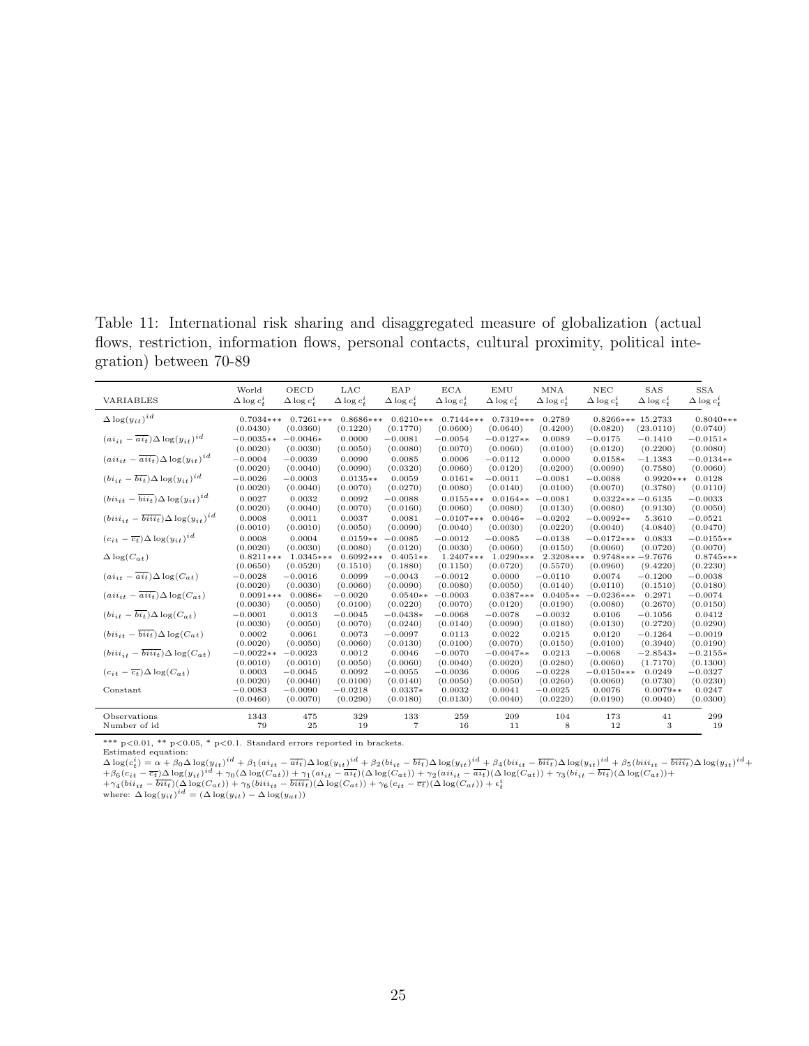Table 11: International risk sharing and disaggregated measure of globalization (actual flows, restriction, information flows, personal contacts, cultural proximity, political integration) between 70-89

| VARIABLES | World $\Delta \log c_t^i$ | OECD $\Delta \log c_t^i$ | LAC $\Delta \log c_t^i$ | EAP $\Delta \log c_t^i$ | ECA $\Delta \log c_t^i$ | EMU $\Delta \log c_t^i$ | MNA $\Delta \log c_t^i$ | NEC $\Delta \log c_t^i$ | SAS $\Delta \log c_t^i$ | SSA $\Delta \log c_t^i$ |
|---|---|---|---|---|---|---|---|---|---|---|
| $\Delta \log(y_{it})^{id}$ | 0.7034*** | 0.7261*** | 0.8686*** | 0.6210*** | 0.7144*** | 0.7319*** | 0.2789 | 0.8266*** | 15.2733 | 0.8040*** |
| | (0.0430) | (0.0360) | (0.1220) | (0.1770) | (0.0600) | (0.0640) | (0.4200) | (0.0820) | (23.0110) | (0.0740) |
| $(ai_{it} - \overline{ai_t})\Delta \log(y_{it})^{id}$ | −0.0035** | −0.0046* | 0.0000 | −0.0081 | −0.0054 | −0.0127** | 0.0089 | −0.0175 | −0.1410 | −0.0151* |
| | (0.0020) | (0.0030) | (0.0050) | (0.0080) | (0.0070) | (0.0060) | (0.0100) | (0.0120) | (0.2200) | (0.0080) |
| $(aii_{it} - \overline{aii_t})\Delta \log(y_{it})^{id}$ | −0.0004 | −0.0039 | 0.0090 | 0.0085 | 0.0006 | −0.0112 | 0.0000 | 0.0158* | −1.1383 | −0.0134** |
| | (0.0020) | (0.0040) | (0.0090) | (0.0320) | (0.0060) | (0.0120) | (0.0200) | (0.0090) | (0.7580) | (0.0060) |
| $(bi_{it} - \overline{bi_t})\Delta \log(y_{it})^{id}$ | −0.0026 | −0.0003 | 0.0135** | 0.0059 | 0.0161* | −0.0011 | −0.0081 | −0.0088 | 0.9920*** | 0.0128 |
| | (0.0020) | (0.0040) | (0.0070) | (0.0270) | (0.0080) | (0.0140) | (0.0100) | (0.0070) | (0.3780) | (0.0110) |
| $(bii_{it} - \overline{bii_t})\Delta \log(y_{it})^{id}$ | 0.0027 | 0.0032 | 0.0092 | −0.0088 | 0.0155*** | 0.0164** | −0.0081 | 0.0322*** | −0.6135 | −0.0033 |
| | (0.0020) | (0.0040) | (0.0070) | (0.0160) | (0.0060) | (0.0080) | (0.0130) | (0.0080) | (0.9130) | (0.0050) |
| $(biii_{it} - \overline{biii_t})\Delta \log(y_{it})^{id}$ | 0.0008 | 0.0011 | 0.0037 | 0.0081 | −0.0107*** | 0.0046* | −0.0202 | −0.0092** | 5.3610 | −0.0521 |
| | (0.0010) | (0.0010) | (0.0050) | (0.0090) | (0.0040) | (0.0030) | (0.0220) | (0.0040) | (4.0840) | (0.0470) |
| $(c_{it} - \overline{c_t})\Delta \log(y_{it})^{id}$ | 0.0008 | 0.0004 | 0.0159** | −0.0085 | −0.0012 | −0.0085 | −0.0138 | −0.0172*** | 0.0833 | −0.0155** |
| | (0.0020) | (0.0030) | (0.0080) | (0.0120) | (0.0030) | (0.0060) | (0.0150) | (0.0060) | (0.0720) | (0.0070) |
| $\Delta \log(C_{at})$ | 0.8211*** | 1.0345*** | 0.6092*** | 0.4051** | 1.2407*** | 1.0290*** | 2.3208*** | 0.9748*** | −9.7676 | 0.8745*** |
| | (0.0650) | (0.0520) | (0.1510) | (0.1880) | (0.1150) | (0.0720) | (0.5570) | (0.0960) | (9.4220) | (0.2230) |
| $(ai_{it} - \overline{ai_t})\Delta \log(C_{at})$ | −0.0028 | −0.0016 | 0.0099 | −0.0043 | −0.0012 | 0.0000 | −0.0110 | 0.0074 | −0.1200 | −0.0038 |
| | (0.0020) | (0.0030) | (0.0060) | (0.0090) | (0.0080) | (0.0050) | (0.0140) | (0.0110) | (0.1510) | (0.0180) |
| $(aii_{it} - \overline{aii_t})\Delta \log(C_{at})$ | 0.0091*** | 0.0086* | −0.0020 | 0.0540** | −0.0003 | 0.0387*** | 0.0405** | −0.0236*** | 0.2971 | −0.0074 |
| | (0.0030) | (0.0050) | (0.0100) | (0.0220) | (0.0070) | (0.0120) | (0.0190) | (0.0080) | (0.2670) | (0.0150) |
| $(bi_{it} - \overline{bi_t})\Delta \log(C_{at})$ | −0.0001 | 0.0013 | −0.0045 | −0.0438* | −0.0068 | −0.0078 | −0.0032 | 0.0106 | −0.1056 | 0.0412 |
| | (0.0030) | (0.0050) | (0.0070) | (0.0240) | (0.0140) | (0.0090) | (0.0180) | (0.0130) | (0.2720) | (0.0290) |
| $(bii_{it} - \overline{bii_t})\Delta \log(C_{at})$ | 0.0002 | 0.0061 | 0.0073 | −0.0097 | 0.0113 | 0.0022 | 0.0215 | 0.0120 | −0.1264 | −0.0019 |
| | (0.0020) | (0.0050) | (0.0060) | (0.0130) | (0.0100) | (0.0070) | (0.0150) | (0.0100) | (0.3940) | (0.0190) |
| $(biii_{it} - \overline{biii_t})\Delta \log(C_{at})$ | −0.0022** | −0.0023 | 0.0012 | 0.0046 | −0.0070 | −0.0047** | 0.0213 | −0.0068 | −2.8543* | −0.2155* |
| | (0.0010) | (0.0010) | (0.0050) | (0.0060) | (0.0040) | (0.0020) | (0.0280) | (0.0060) | (1.7170) | (0.1300) |
| $(c_{it} - \overline{c_t})\Delta \log(C_{at})$ | 0.0003 | −0.0045 | 0.0092 | −0.0055 | −0.0036 | 0.0006 | −0.0228 | −0.0150*** | 0.0249 | −0.0327 |
| | (0.0020) | (0.0040) | (0.0100) | (0.0140) | (0.0050) | (0.0050) | (0.0260) | (0.0060) | (0.0730) | (0.0230) |
| Constant | −0.0083 | −0.0090 | −0.0218 | 0.0337* | 0.0032 | 0.0041 | −0.0025 | 0.0076 | 0.0079** | 0.0247 |
| | (0.0460) | (0.0070) | (0.0290) | (0.0180) | (0.0130) | (0.0040) | (0.0220) | (0.0190) | (0.0040) | (0.0300) |
| Observations | 1343 | 475 | 329 | 133 | 259 | 209 | 104 | 173 | 41 | 299 |
| Number of id | 79 | 25 | 19 | 7 | 16 | 11 | 8 | 12 | 3 | 19 |

*** p<0.01, ** p<0.05, * p<0.1. Standard errors reported in brackets.

Estimated equation:

$\Delta \log(c_t^i) = \alpha + \beta_0 \Delta \log(y_{it})^{id} + \beta_1(ai_{it} - \overline{ai_t})\Delta \log(y_{it})^{id} + \beta_2(bi_{it} - \overline{bi_t})\Delta \log(y_{it})^{id} + \beta_4(bii_{it} - \overline{bii_t})\Delta \log(y_{it})^{id} + \beta_5(biii_{it} - \overline{biii_t})\Delta \log(y_{it})^{id} +$
$+\beta_6(c_{it} - \overline{c_t})\Delta \log(y_{it})^{id} + \gamma_0(\Delta \log(C_{at})) + \gamma_1(ai_{it} - \overline{ai_t})(\Delta \log(C_{at})) + \gamma_2(aii_{it} - \overline{ai_t})(\Delta \log(C_{at})) + \gamma_3(bi_{it} - \overline{bi_t})(\Delta \log(C_{at}))+$
$+\gamma_4(bii_{it} - \overline{bii_t})(\Delta \log(C_{at})) + \gamma_5(biii_{it} - \overline{biii_t})(\Delta \log(C_{at})) + \gamma_6(c_{it} - \overline{c_t})(\Delta \log(C_{at})) + \epsilon_t^i$

where: $\Delta \log(y_{it})^{id} = (\Delta \log(y_{it}) - \Delta \log(y_{at}))$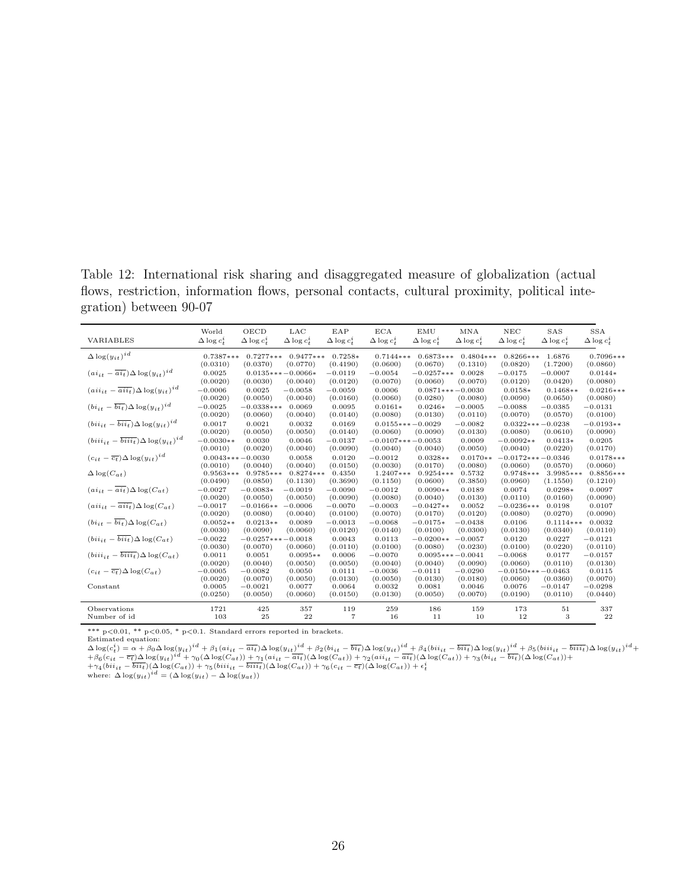Table 12: International risk sharing and disaggregated measure of globalization (actual flows, restriction, information flows, personal contacts, cultural proximity, political integration) between 90-07

| VARIABLES | World $\Delta \log c_t^i$ | OECD $\Delta \log c_t^i$ | LAC $\Delta \log c_t^i$ | EAP $\Delta \log c_t^i$ | ECA $\Delta \log c_t^i$ | EMU $\Delta \log c_t^i$ | MNA $\Delta \log c_t^i$ | NEC $\Delta \log c_t^i$ | SAS $\Delta \log c_t^i$ | SSA $\Delta \log c_t^i$ |
|---|---|---|---|---|---|---|---|---|---|---|
| $\Delta \log(y_{it})^{id}$ | 0.7387*** | 0.7277*** | 0.9477*** | 0.7258* | 0.7144*** | 0.6873*** | 0.4804*** | 0.8266*** | 1.6876 | 0.7096*** |
| | (0.0310) | (0.0370) | (0.0770) | (0.4190) | (0.0600) | (0.0670) | (0.1310) | (0.0820) | (1.7200) | (0.0860) |
| $(ai_{it} - \overline{ai_t})\Delta \log(y_{it})^{id}$ | 0.0025 | 0.0135*** | −0.0066* | −0.0119 | −0.0054 | −0.0257*** | 0.0028 | −0.0175 | −0.0007 | 0.0144* |
| | (0.0020) | (0.0030) | (0.0040) | (0.0120) | (0.0070) | (0.0060) | (0.0070) | (0.0120) | (0.0420) | (0.0080) |
| $(aii_{it} - \overline{aii_t})\Delta \log(y_{it})^{id}$ | −0.0006 | 0.0025 | −0.0058 | −0.0059 | 0.0006 | 0.0871*** | −0.0030 | 0.0158* | 0.1468** | 0.0216*** |
| | (0.0020) | (0.0050) | (0.0040) | (0.0160) | (0.0060) | (0.0280) | (0.0080) | (0.0090) | (0.0650) | (0.0080) |
| $(bi_{it} - \overline{bi_t})\Delta \log(y_{it})^{id}$ | −0.0025 | −0.0338*** | 0.0069 | 0.0095 | 0.0161* | 0.0246* | −0.0005 | −0.0088 | −0.0385 | −0.0131 |
| | (0.0020) | (0.0060) | (0.0040) | (0.0140) | (0.0080) | (0.0130) | (0.0110) | (0.0070) | (0.0570) | (0.0100) |
| $(bii_{it} - \overline{bii_t})\Delta \log(y_{it})^{id}$ | 0.0017 | 0.0021 | 0.0032 | 0.0169 | 0.0155*** | −0.0029 | −0.0082 | 0.0322*** | −0.0238 | −0.0193** |
| | (0.0020) | (0.0050) | (0.0050) | (0.0140) | (0.0060) | (0.0090) | (0.0130) | (0.0080) | (0.0610) | (0.0090) |
| $(biii_{it} - \overline{biii_t})\Delta \log(y_{it})^{id}$ | −0.0030** | 0.0030 | 0.0046 | −0.0137 | −0.0107*** | −0.0053 | 0.0009 | −0.0092** | 0.0413* | 0.0205 |
| | (0.0010) | (0.0020) | (0.0040) | (0.0090) | (0.0040) | (0.0040) | (0.0050) | (0.0040) | (0.0220) | (0.0170) |
| $(c_{it} - \overline{c_t})\Delta \log(y_{it})^{id}$ | 0.0043*** | −0.0030 | 0.0058 | 0.0120 | −0.0012 | 0.0328** | 0.0170** | −0.0172*** | −0.0346 | 0.0178*** |
| | (0.0010) | (0.0040) | (0.0040) | (0.0150) | (0.0030) | (0.0170) | (0.0080) | (0.0060) | (0.0570) | (0.0060) |
| $\Delta \log(C_{at})$ | 0.9563*** | 0.9785*** | 0.8274*** | 0.4350 | 1.2407*** | 0.9254*** | 0.5732 | 0.9748*** | 3.9985*** | 0.8856*** |
| | (0.0490) | (0.0850) | (0.1130) | (0.3690) | (0.1150) | (0.0600) | (0.3850) | (0.0960) | (1.1550) | (0.1210) |
| $(ai_{it} - \overline{ai_t})\Delta \log(C_{at})$ | −0.0027 | −0.0083* | −0.0019 | −0.0090 | −0.0012 | 0.0090** | 0.0189 | 0.0074 | 0.0298* | 0.0097 |
| | (0.0020) | (0.0050) | (0.0050) | (0.0090) | (0.0080) | (0.0040) | (0.0130) | (0.0110) | (0.0160) | (0.0090) |
| $(aii_{it} - \overline{aii_t})\Delta \log(C_{at})$ | −0.0017 | −0.0166** | −0.0006 | −0.0070 | −0.0003 | −0.0427** | 0.0052 | −0.0236*** | 0.0198 | 0.0107 |
| | (0.0020) | (0.0080) | (0.0040) | (0.0100) | (0.0070) | (0.0170) | (0.0120) | (0.0080) | (0.0270) | (0.0090) |
| $(bi_{it} - \overline{bi_t})\Delta \log(C_{at})$ | 0.0052** | 0.0213** | 0.0089 | −0.0013 | −0.0068 | −0.0175* | −0.0438 | 0.0106 | 0.1114*** | 0.0032 |
| | (0.0030) | (0.0090) | (0.0060) | (0.0120) | (0.0140) | (0.0100) | (0.0300) | (0.0130) | (0.0340) | (0.0110) |
| $(bii_{it} - \overline{bii_t})\Delta \log(C_{at})$ | −0.0022 | −0.0257*** | −0.0018 | 0.0043 | 0.0113 | −0.0200** | −0.0057 | 0.0120 | 0.0227 | −0.0121 |
| | (0.0030) | (0.0070) | (0.0060) | (0.0110) | (0.0100) | (0.0080) | (0.0230) | (0.0100) | (0.0220) | (0.0110) |
| $(biii_{it} - \overline{biii_t})\Delta \log(C_{at})$ | 0.0011 | 0.0051 | 0.0095** | 0.0006 | −0.0070 | 0.0095*** | −0.0041 | −0.0068 | 0.0177 | −0.0157 |
| | (0.0020) | (0.0040) | (0.0050) | (0.0050) | (0.0040) | (0.0040) | (0.0090) | (0.0060) | (0.0110) | (0.0130) |
| $(c_{it} - \overline{c_t})\Delta \log(C_{at})$ | −0.0005 | −0.0082 | 0.0050 | 0.0111 | −0.0036 | −0.0111 | −0.0290 | −0.0150*** | −0.0463 | 0.0115 |
| | (0.0020) | (0.0070) | (0.0050) | (0.0130) | (0.0050) | (0.0130) | (0.0180) | (0.0060) | (0.0360) | (0.0070) |
| Constant | 0.0005 | −0.0021 | 0.0077 | 0.0064 | 0.0032 | 0.0081 | 0.0046 | 0.0076 | −0.0147 | −0.0298 |
| | (0.0250) | (0.0050) | (0.0060) | (0.0150) | (0.0130) | (0.0050) | (0.0070) | (0.0190) | (0.0110) | (0.0440) |
| Observations | 1721 | 425 | 357 | 119 | 259 | 186 | 159 | 173 | 51 | 337 |
| Number of id | 103 | 25 | 22 | 7 | 16 | 11 | 10 | 12 | 3 | 22 |

*** p<0.01, ** p<0.05, * p<0.1. Standard errors reported in brackets.

Estimated equation:

$$\Delta \log(c_t^i) = \alpha + \beta_0 \Delta \log(y_{it})^{id} + \beta_1(ai_{it} - \overline{ai_t})\Delta \log(y_{it})^{id} + \beta_2(bi_{it} - \overline{bi_t})\Delta \log(y_{it})^{id} + \beta_4(bii_{it} - \overline{bii_t})\Delta \log(y_{it})^{id} + \beta_5(biii_{it} - \overline{biii_t})\Delta \log(y_{it})^{id} + \beta_6(c_{it} - \overline{c_t})\Delta \log(y_{it})^{id} + \gamma_0(\Delta \log(C_{at})) + \gamma_1(ai_{it} - \overline{ai_t})(\Delta \log(C_{at})) + \gamma_2(aii_{it} - \overline{ai_t})(\Delta \log(C_{at})) + \gamma_3(bi_{it} - \overline{bi_t})(\Delta \log(C_{at})) + \gamma_4(bii_{it} - \overline{bii_t})(\Delta \log(C_{at})) + \gamma_5(biii_{it} - \overline{biii_t})(\Delta \log(C_{at})) + \gamma_6(c_{it} - \overline{c_t})(\Delta \log(C_{at})) + \epsilon_t^i$$

where: $\Delta \log(y_{it})^{id} = (\Delta \log(y_{it}) - \Delta \log(y_{at}))$